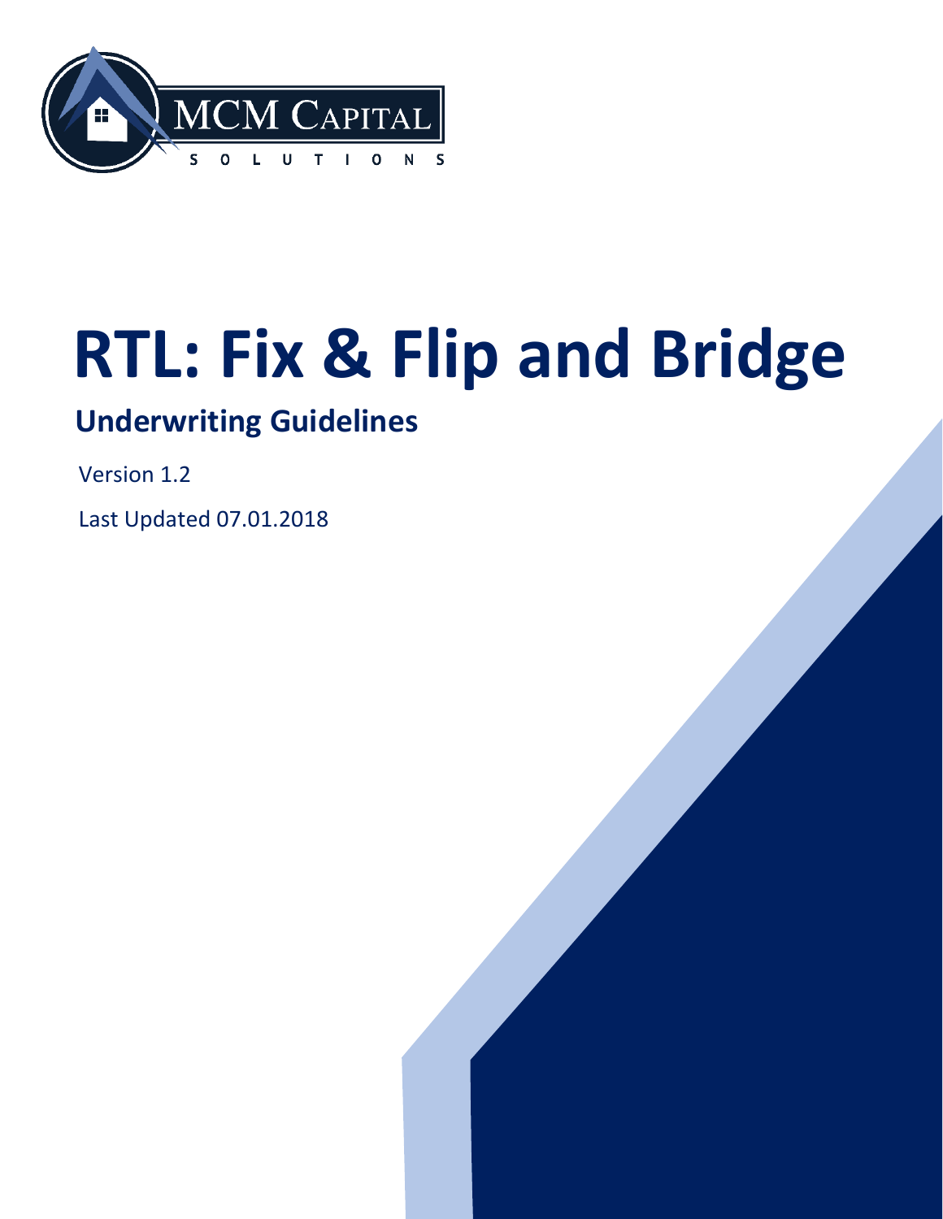MCM CAPITAL SOLUTIONS

# RTL: Fix & Flip and Bridge

## Underwriting Guidelines

Version 1.2

Last Updated 07.01.2018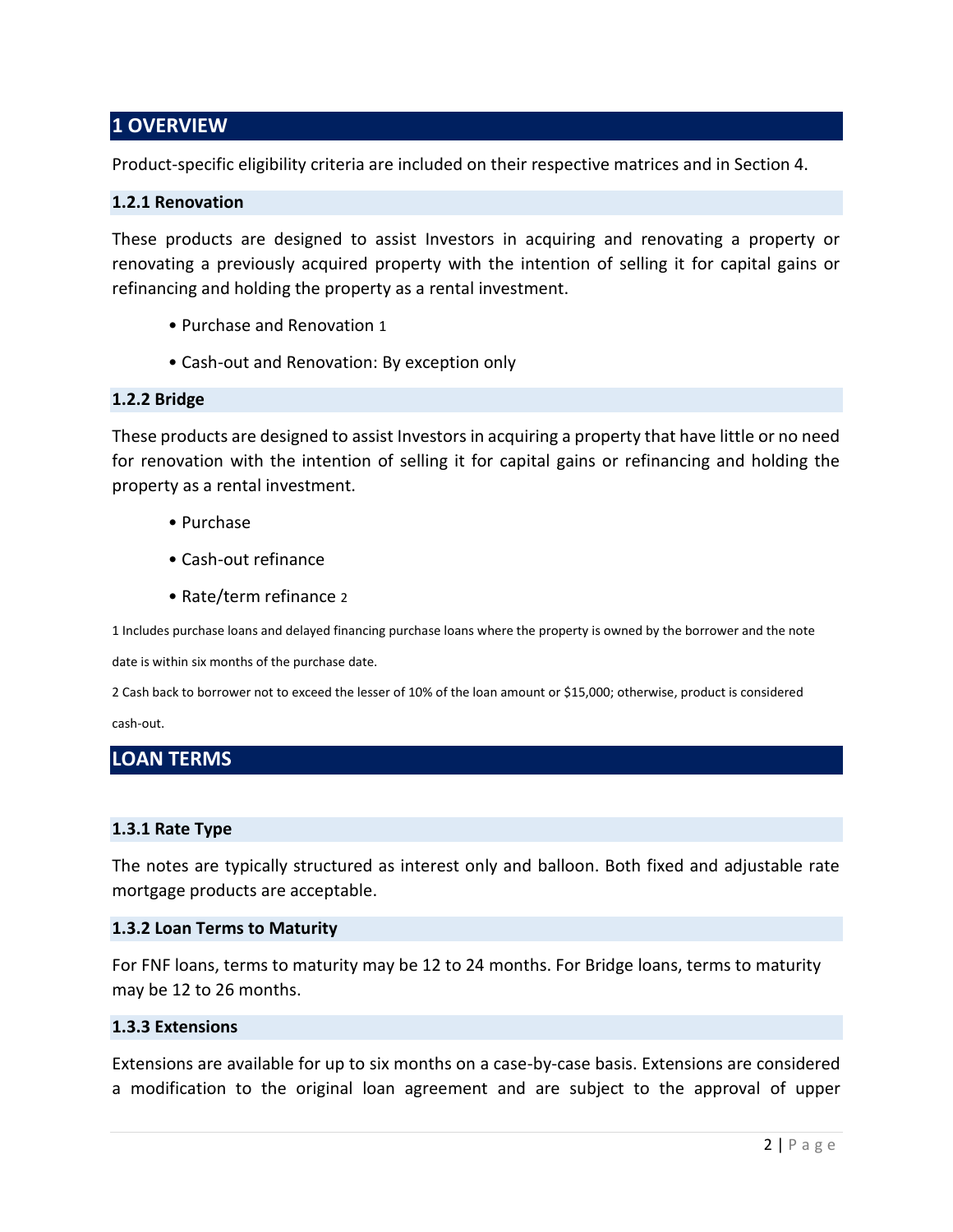## 1 OVERVIEW

Product-specific eligibility criteria are included on their respective matrices and in Section 4.

### 1.2.1 Renovation

These products are designed to assist Investors in acquiring and renovating a property or renovating a previously acquired property with the intention of selling it for capital gains or refinancing and holding the property as a rental investment.

- Purchase and Renovation [1]
- Cash-out and Renovation: By exception only

### 1.2.2 Bridge

These products are designed to assist Investors in acquiring a property that have little or no need for renovation with the intention of selling it for capital gains or refinancing and holding the property as a rental investment.

- Purchase
- Cash-out refinance
- Rate/term refinance [2]

1 Includes purchase loans and delayed financing purchase loans where the property is owned by the borrower and the note date is within six months of the purchase date.

2 Cash back to borrower not to exceed the lesser of 10% of the loan amount or $15,000; otherwise, product is considered cash-out.

## LOAN TERMS

### 1.3.1 Rate Type

The notes are typically structured as interest only and balloon. Both fixed and adjustable rate mortgage products are acceptable.

### 1.3.2 Loan Terms to Maturity

For FNF loans, terms to maturity may be 12 to 24 months. For Bridge loans, terms to maturity may be 12 to 26 months.

### 1.3.3 Extensions

Extensions are available for up to six months on a case-by-case basis. Extensions are considered a modification to the original loan agreement and are subject to the approval of upper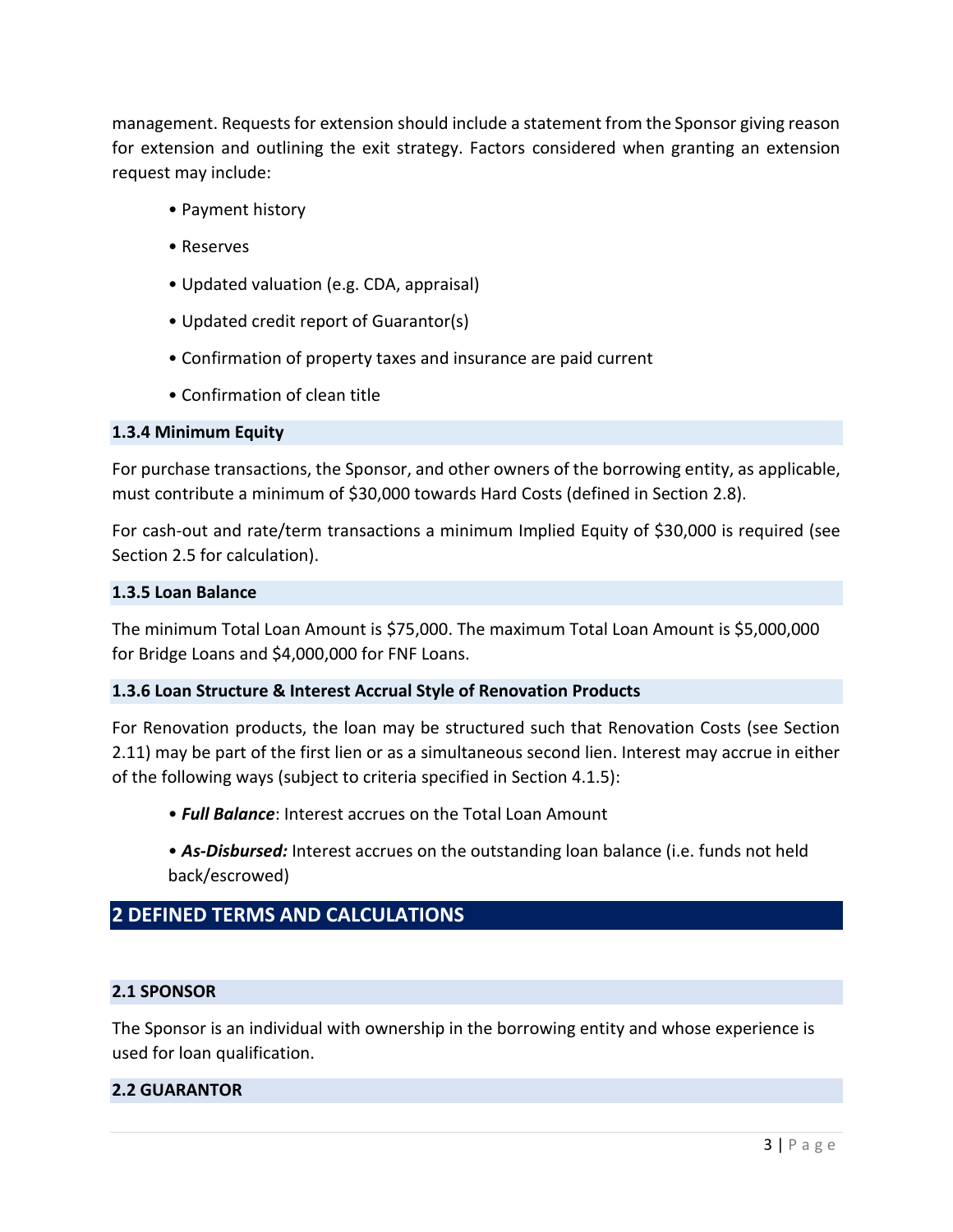management. Requests for extension should include a statement from the Sponsor giving reason for extension and outlining the exit strategy. Factors considered when granting an extension request may include:

- Payment history
- Reserves
- Updated valuation (e.g. CDA, appraisal)
- Updated credit report of Guarantor(s)
- Confirmation of property taxes and insurance are paid current
- Confirmation of clean title

### 1.3.4 Minimum Equity

For purchase transactions, the Sponsor, and other owners of the borrowing entity, as applicable, must contribute a minimum of $30,000 towards Hard Costs (defined in Section 2.8).

For cash-out and rate/term transactions a minimum Implied Equity of $30,000 is required (see Section 2.5 for calculation).

### 1.3.5 Loan Balance

The minimum Total Loan Amount is $75,000. The maximum Total Loan Amount is $5,000,000 for Bridge Loans and $4,000,000 for FNF Loans.

### 1.3.6 Loan Structure & Interest Accrual Style of Renovation Products

For Renovation products, the loan may be structured such that Renovation Costs (see Section 2.11) may be part of the first lien or as a simultaneous second lien. Interest may accrue in either of the following ways (subject to criteria specified in Section 4.1.5):

- ***Full Balance***: Interest accrues on the Total Loan Amount
- ***As-Disbursed:*** Interest accrues on the outstanding loan balance (i.e. funds not held back/escrowed)

# 2 DEFINED TERMS AND CALCULATIONS

## 2.1 SPONSOR

The Sponsor is an individual with ownership in the borrowing entity and whose experience is used for loan qualification.

## 2.2 GUARANTOR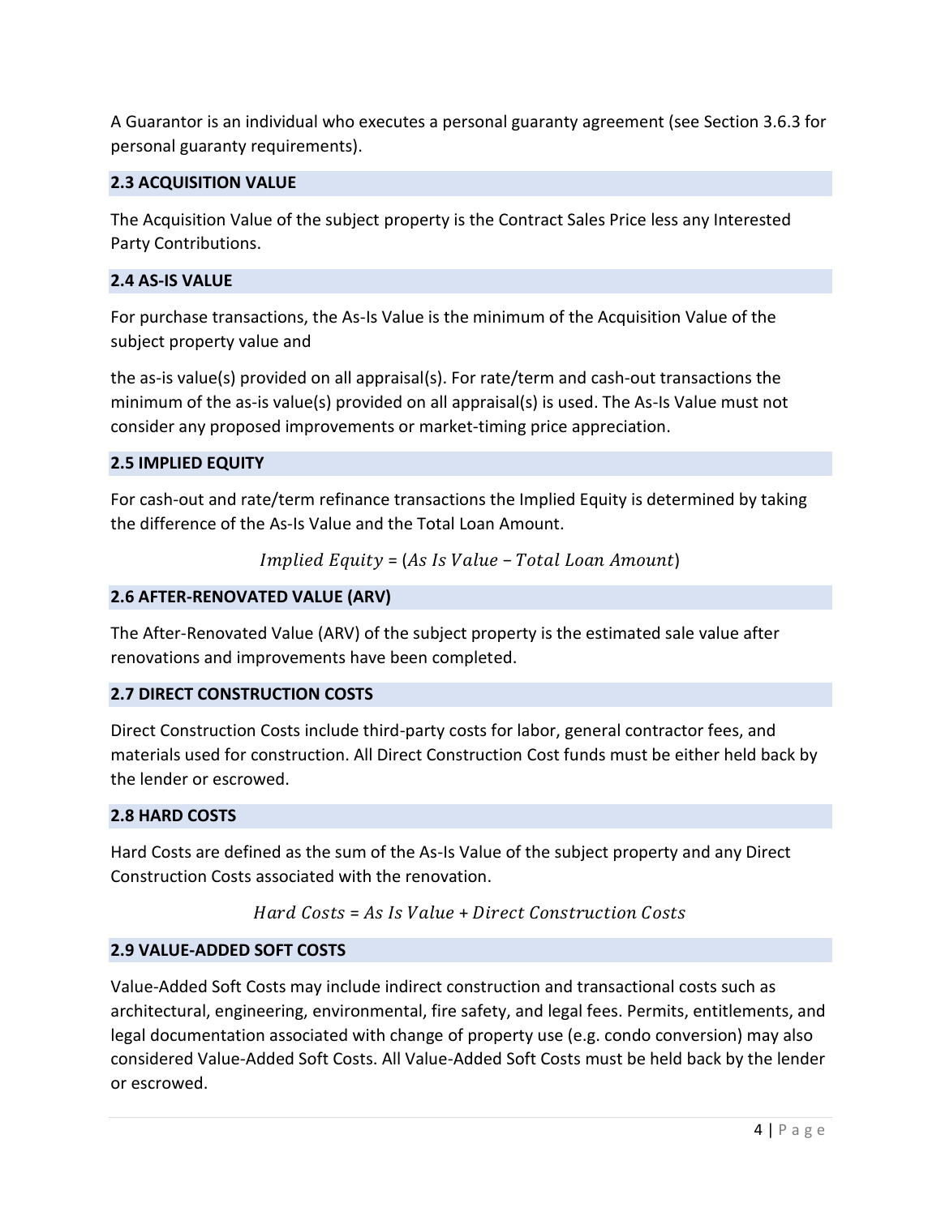A Guarantor is an individual who executes a personal guaranty agreement (see Section 3.6.3 for personal guaranty requirements).

## 2.3 ACQUISITION VALUE

The Acquisition Value of the subject property is the Contract Sales Price less any Interested Party Contributions.

## 2.4 AS-IS VALUE

For purchase transactions, the As-Is Value is the minimum of the Acquisition Value of the subject property value and

the as-is value(s) provided on all appraisal(s). For rate/term and cash-out transactions the minimum of the as-is value(s) provided on all appraisal(s) is used. The As-Is Value must not consider any proposed improvements or market-timing price appreciation.

## 2.5 IMPLIED EQUITY

For cash-out and rate/term refinance transactions the Implied Equity is determined by taking the difference of the As-Is Value and the Total Loan Amount.

$$Implied\ Equity = (As\ Is\ Value - Total\ Loan\ Amount)$$

## 2.6 AFTER-RENOVATED VALUE (ARV)

The After-Renovated Value (ARV) of the subject property is the estimated sale value after renovations and improvements have been completed.

## 2.7 DIRECT CONSTRUCTION COSTS

Direct Construction Costs include third-party costs for labor, general contractor fees, and materials used for construction. All Direct Construction Cost funds must be either held back by the lender or escrowed.

## 2.8 HARD COSTS

Hard Costs are defined as the sum of the As-Is Value of the subject property and any Direct Construction Costs associated with the renovation.

$$Hard\ Costs = As\ Is\ Value + Direct\ Construction\ Costs$$

## 2.9 VALUE-ADDED SOFT COSTS

Value-Added Soft Costs may include indirect construction and transactional costs such as architectural, engineering, environmental, fire safety, and legal fees. Permits, entitlements, and legal documentation associated with change of property use (e.g. condo conversion) may also considered Value-Added Soft Costs. All Value-Added Soft Costs must be held back by the lender or escrowed.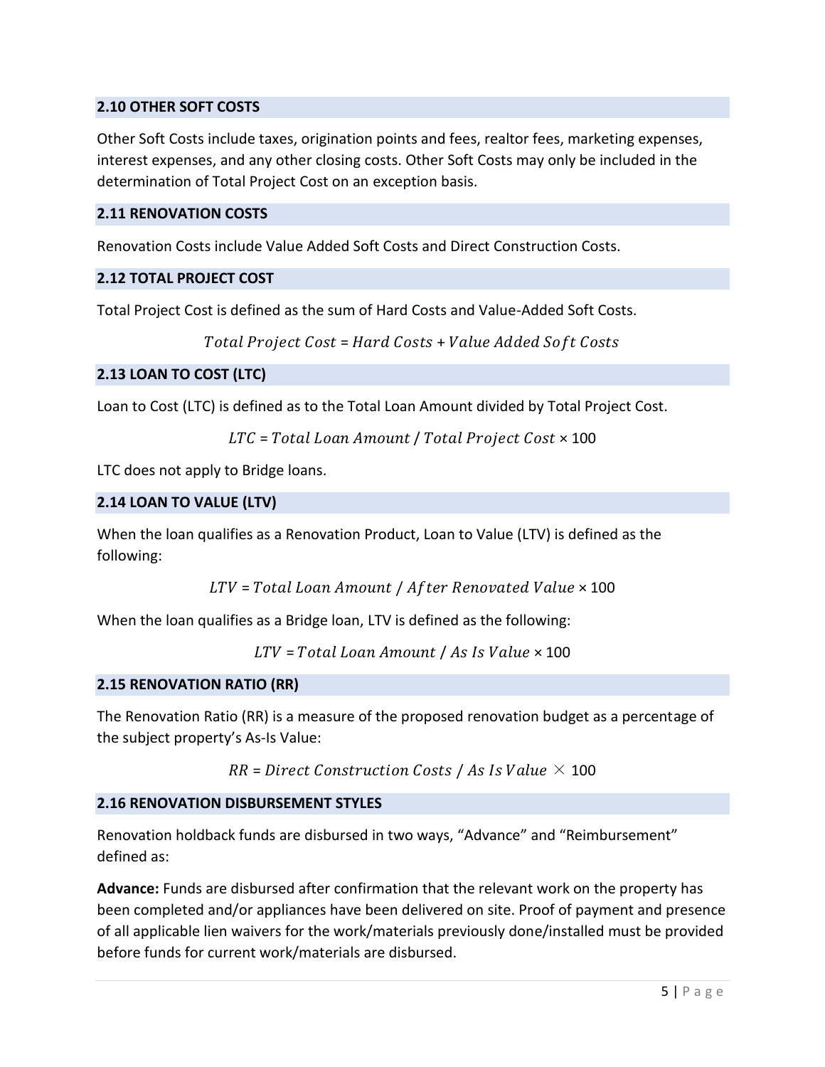### 2.10 OTHER SOFT COSTS

Other Soft Costs include taxes, origination points and fees, realtor fees, marketing expenses, interest expenses, and any other closing costs. Other Soft Costs may only be included in the determination of Total Project Cost on an exception basis.

### 2.11 RENOVATION COSTS

Renovation Costs include Value Added Soft Costs and Direct Construction Costs.

### 2.12 TOTAL PROJECT COST

Total Project Cost is defined as the sum of Hard Costs and Value-Added Soft Costs.

$$Total\ Project\ Cost = Hard\ Costs + Value\ Added\ Soft\ Costs$$

### 2.13 LOAN TO COST (LTC)

Loan to Cost (LTC) is defined as to the Total Loan Amount divided by Total Project Cost.

$$LTC = Total\ Loan\ Amount\ /\ Total\ Project\ Cost \times 100$$

LTC does not apply to Bridge loans.

### 2.14 LOAN TO VALUE (LTV)

When the loan qualifies as a Renovation Product, Loan to Value (LTV) is defined as the following:

$$LTV = Total\ Loan\ Amount\ /\ After\ Renovated\ Value \times 100$$

When the loan qualifies as a Bridge loan, LTV is defined as the following:

$$LTV = Total\ Loan\ Amount\ /\ As\ Is\ Value \times 100$$

### 2.15 RENOVATION RATIO (RR)

The Renovation Ratio (RR) is a measure of the proposed renovation budget as a percentage of the subject property's As-Is Value:

$$RR = Direct\ Construction\ Costs\ /\ As\ Is\ Value \times 100$$

### 2.16 RENOVATION DISBURSEMENT STYLES

Renovation holdback funds are disbursed in two ways, "Advance" and "Reimbursement" defined as:

**Advance:** Funds are disbursed after confirmation that the relevant work on the property has been completed and/or appliances have been delivered on site. Proof of payment and presence of all applicable lien waivers for the work/materials previously done/installed must be provided before funds for current work/materials are disbursed.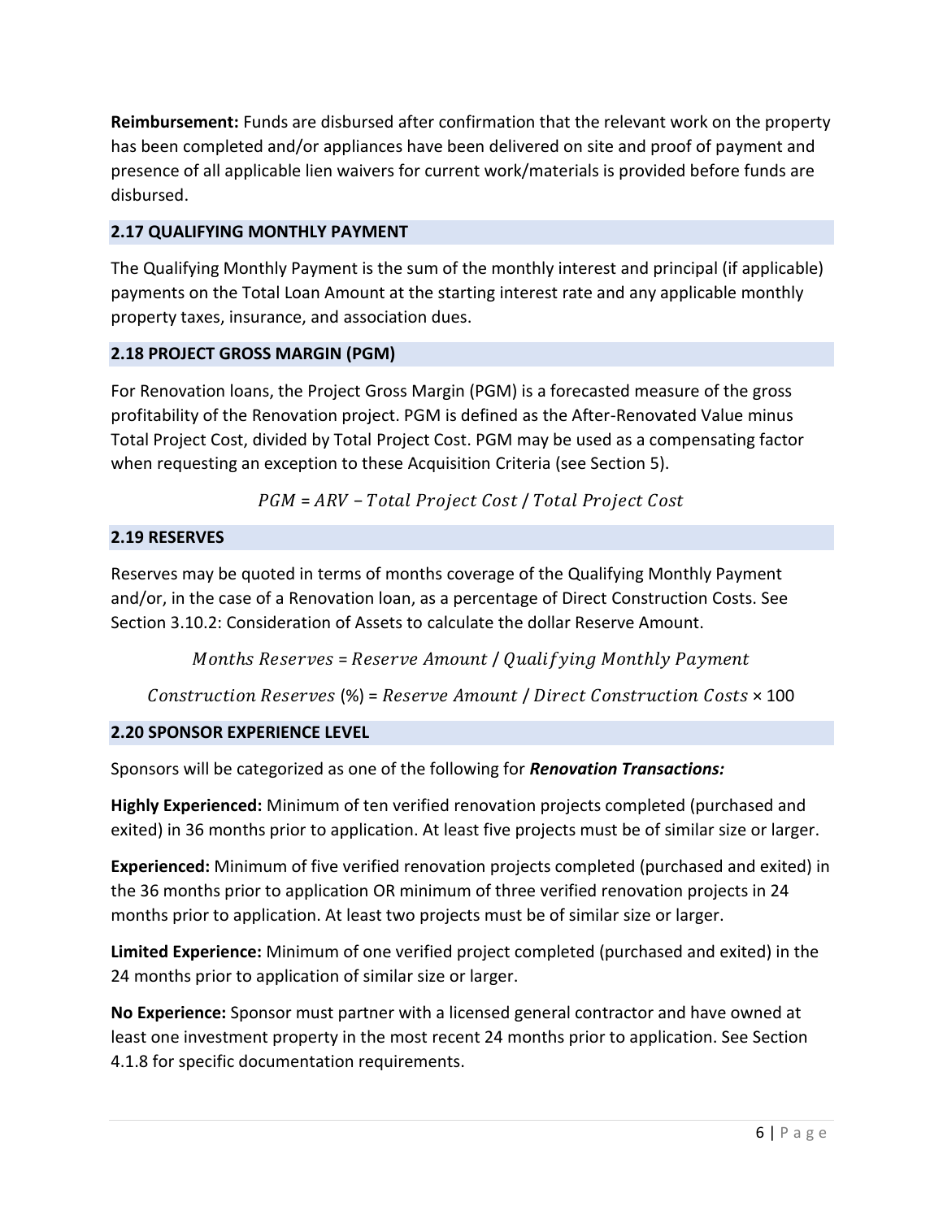**Reimbursement:** Funds are disbursed after confirmation that the relevant work on the property has been completed and/or appliances have been delivered on site and proof of payment and presence of all applicable lien waivers for current work/materials is provided before funds are disbursed.

### 2.17 QUALIFYING MONTHLY PAYMENT

The Qualifying Monthly Payment is the sum of the monthly interest and principal (if applicable) payments on the Total Loan Amount at the starting interest rate and any applicable monthly property taxes, insurance, and association dues.

### 2.18 PROJECT GROSS MARGIN (PGM)

For Renovation loans, the Project Gross Margin (PGM) is a forecasted measure of the gross profitability of the Renovation project. PGM is defined as the After-Renovated Value minus Total Project Cost, divided by Total Project Cost. PGM may be used as a compensating factor when requesting an exception to these Acquisition Criteria (see Section 5).

$$PGM = ARV - Total\ Project\ Cost\ /\ Total\ Project\ Cost$$

### 2.19 RESERVES

Reserves may be quoted in terms of months coverage of the Qualifying Monthly Payment and/or, in the case of a Renovation loan, as a percentage of Direct Construction Costs. See Section 3.10.2: Consideration of Assets to calculate the dollar Reserve Amount.

$$Months\ Reserves = Reserve\ Amount\ /\ Qualifying\ Monthly\ Payment$$

$$Construction\ Reserves\ (\%) = Reserve\ Amount\ /\ Direct\ Construction\ Costs \times 100$$

### 2.20 SPONSOR EXPERIENCE LEVEL

Sponsors will be categorized as one of the following for ***Renovation Transactions:***

**Highly Experienced:** Minimum of ten verified renovation projects completed (purchased and exited) in 36 months prior to application. At least five projects must be of similar size or larger.

**Experienced:** Minimum of five verified renovation projects completed (purchased and exited) in the 36 months prior to application OR minimum of three verified renovation projects in 24 months prior to application. At least two projects must be of similar size or larger.

**Limited Experience:** Minimum of one verified project completed (purchased and exited) in the 24 months prior to application of similar size or larger.

**No Experience:** Sponsor must partner with a licensed general contractor and have owned at least one investment property in the most recent 24 months prior to application. See Section 4.1.8 for specific documentation requirements.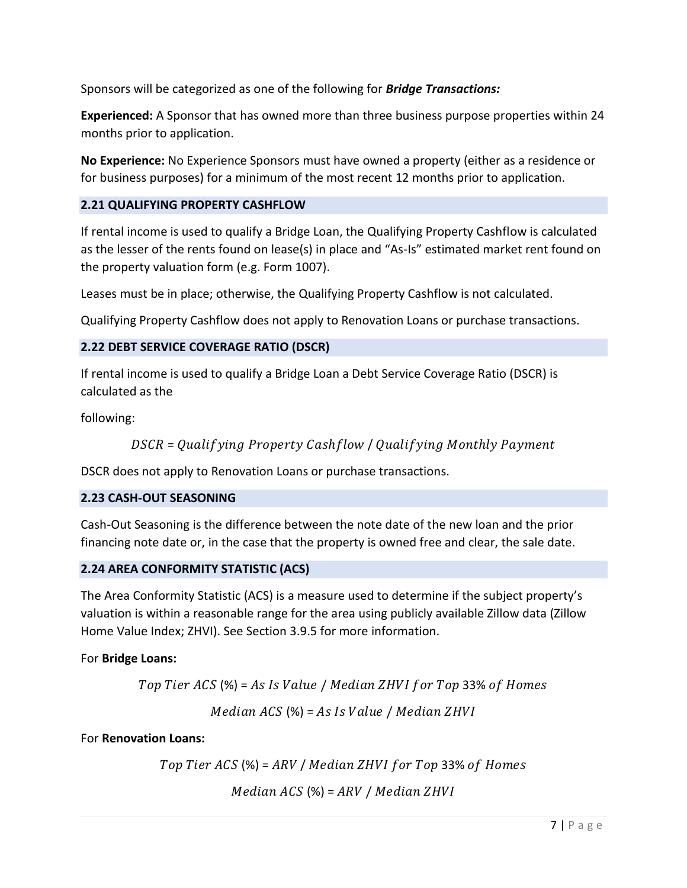Sponsors will be categorized as one of the following for ***Bridge Transactions:***

**Experienced:** A Sponsor that has owned more than three business purpose properties within 24 months prior to application.

**No Experience:** No Experience Sponsors must have owned a property (either as a residence or for business purposes) for a minimum of the most recent 12 months prior to application.

## 2.21 QUALIFYING PROPERTY CASHFLOW

If rental income is used to qualify a Bridge Loan, the Qualifying Property Cashflow is calculated as the lesser of the rents found on lease(s) in place and "As-Is" estimated market rent found on the property valuation form (e.g. Form 1007).

Leases must be in place; otherwise, the Qualifying Property Cashflow is not calculated.

Qualifying Property Cashflow does not apply to Renovation Loans or purchase transactions.

## 2.22 DEBT SERVICE COVERAGE RATIO (DSCR)

If rental income is used to qualify a Bridge Loan a Debt Service Coverage Ratio (DSCR) is calculated as the

following:

$$DSCR = Qualifying\ Property\ Cashflow\ /\ Qualifying\ Monthly\ Payment$$

DSCR does not apply to Renovation Loans or purchase transactions.

## 2.23 CASH-OUT SEASONING

Cash-Out Seasoning is the difference between the note date of the new loan and the prior financing note date or, in the case that the property is owned free and clear, the sale date.

## 2.24 AREA CONFORMITY STATISTIC (ACS)

The Area Conformity Statistic (ACS) is a measure used to determine if the subject property's valuation is within a reasonable range for the area using publicly available Zillow data (Zillow Home Value Index; ZHVI). See Section 3.9.5 for more information.

For **Bridge Loans:**

$$Top\ Tier\ ACS\ (\%) = As\ Is\ Value\ /\ Median\ ZHVI\ for\ Top\ 33\%\ of\ Homes$$

$$Median\ ACS\ (\%) = As\ Is\ Value\ /\ Median\ ZHVI$$

For **Renovation Loans:**

$$Top\ Tier\ ACS\ (\%) = ARV\ /\ Median\ ZHVI\ for\ Top\ 33\%\ of\ Homes$$

$$Median\ ACS\ (\%) = ARV\ /\ Median\ ZHVI$$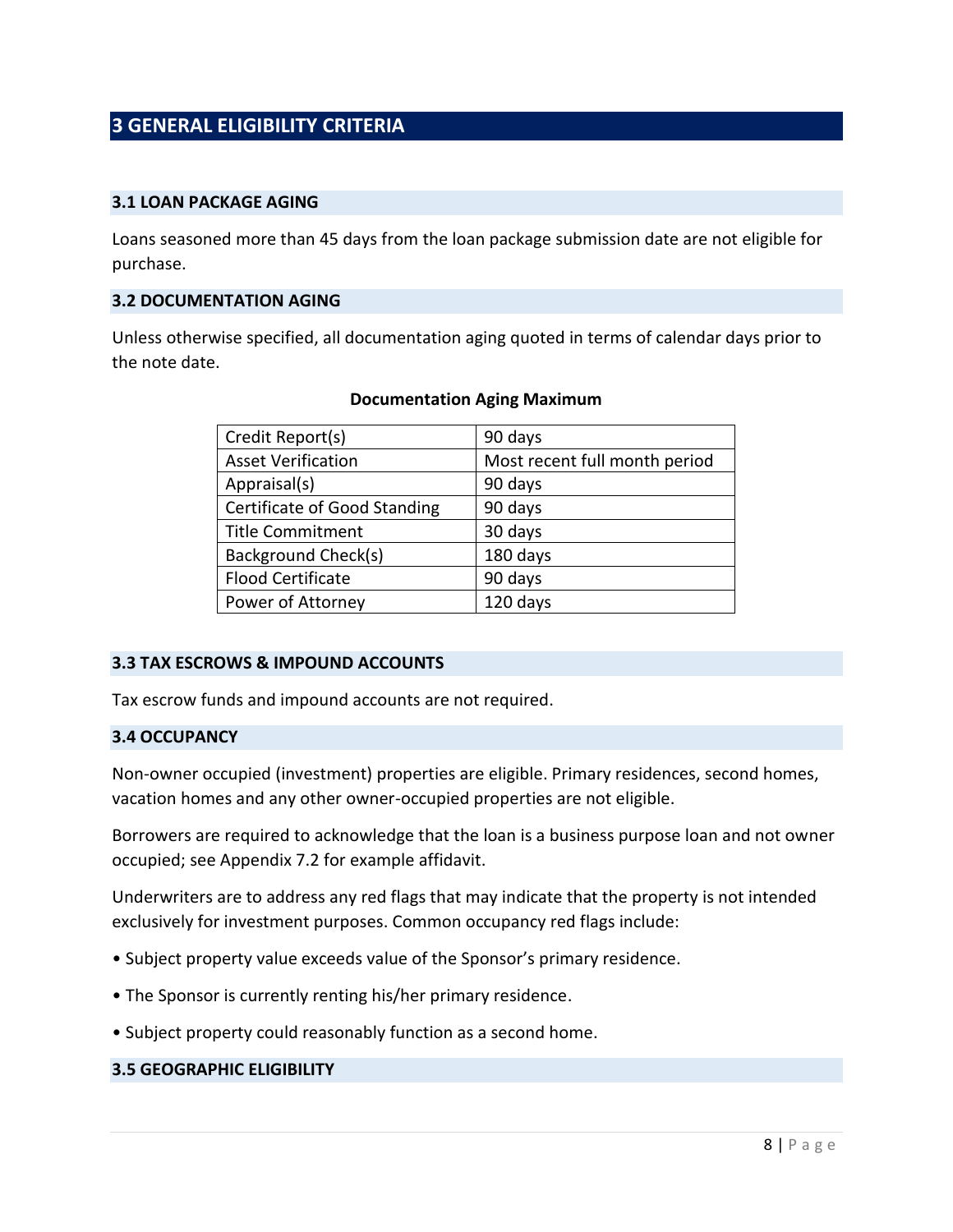# 3 GENERAL ELIGIBILITY CRITERIA

## 3.1 LOAN PACKAGE AGING

Loans seasoned more than 45 days from the loan package submission date are not eligible for purchase.

## 3.2 DOCUMENTATION AGING

Unless otherwise specified, all documentation aging quoted in terms of calendar days prior to the note date.

**Documentation Aging Maximum**

| Document | Maximum |
|---|---|
| Credit Report(s) | 90 days |
| Asset Verification | Most recent full month period |
| Appraisal(s) | 90 days |
| Certificate of Good Standing | 90 days |
| Title Commitment | 30 days |
| Background Check(s) | 180 days |
| Flood Certificate | 90 days |
| Power of Attorney | 120 days |

## 3.3 TAX ESCROWS & IMPOUND ACCOUNTS

Tax escrow funds and impound accounts are not required.

## 3.4 OCCUPANCY

Non-owner occupied (investment) properties are eligible. Primary residences, second homes, vacation homes and any other owner-occupied properties are not eligible.

Borrowers are required to acknowledge that the loan is a business purpose loan and not owner occupied; see Appendix 7.2 for example affidavit.

Underwriters are to address any red flags that may indicate that the property is not intended exclusively for investment purposes. Common occupancy red flags include:

- Subject property value exceeds value of the Sponsor's primary residence.
- The Sponsor is currently renting his/her primary residence.
- Subject property could reasonably function as a second home.

## 3.5 GEOGRAPHIC ELIGIBILITY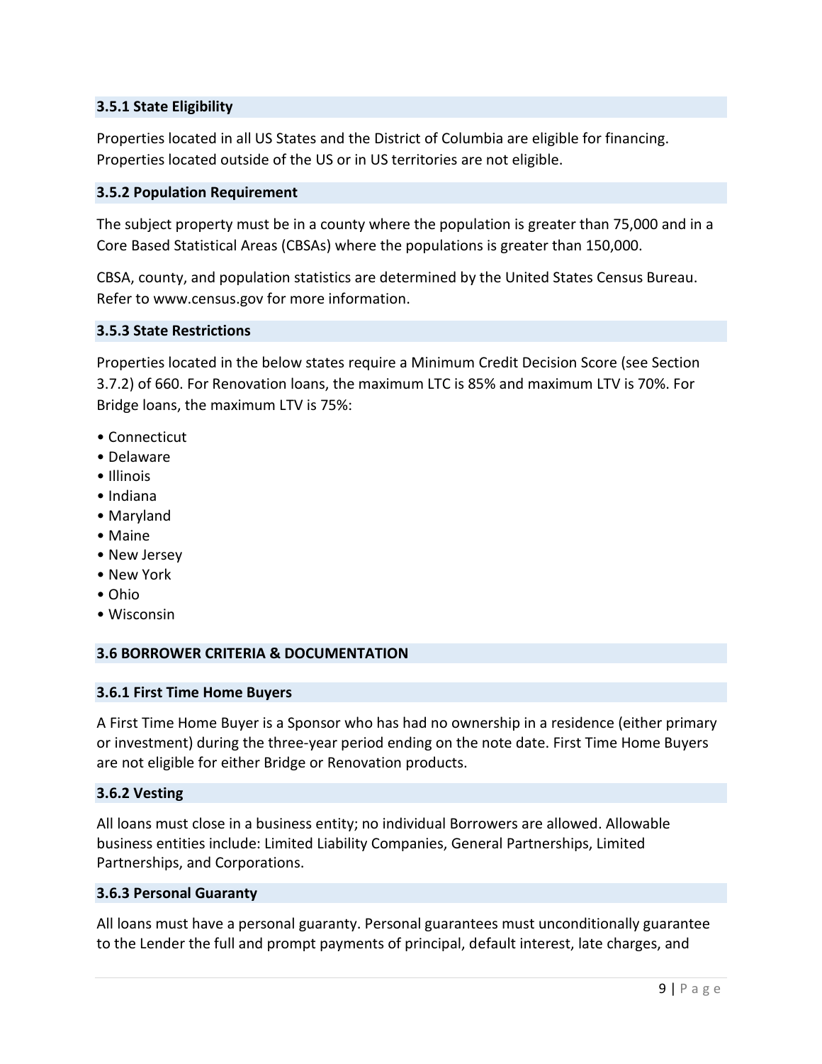### 3.5.1 State Eligibility

Properties located in all US States and the District of Columbia are eligible for financing. Properties located outside of the US or in US territories are not eligible.

### 3.5.2 Population Requirement

The subject property must be in a county where the population is greater than 75,000 and in a Core Based Statistical Areas (CBSAs) where the populations is greater than 150,000.

CBSA, county, and population statistics are determined by the United States Census Bureau. Refer to www.census.gov for more information.

### 3.5.3 State Restrictions

Properties located in the below states require a Minimum Credit Decision Score (see Section 3.7.2) of 660. For Renovation loans, the maximum LTC is 85% and maximum LTV is 70%. For Bridge loans, the maximum LTV is 75%:

- Connecticut
- Delaware
- Illinois
- Indiana
- Maryland
- Maine
- New Jersey
- New York
- Ohio
- Wisconsin

## 3.6 BORROWER CRITERIA & DOCUMENTATION

### 3.6.1 First Time Home Buyers

A First Time Home Buyer is a Sponsor who has had no ownership in a residence (either primary or investment) during the three-year period ending on the note date. First Time Home Buyers are not eligible for either Bridge or Renovation products.

### 3.6.2 Vesting

All loans must close in a business entity; no individual Borrowers are allowed. Allowable business entities include: Limited Liability Companies, General Partnerships, Limited Partnerships, and Corporations.

### 3.6.3 Personal Guaranty

All loans must have a personal guaranty. Personal guarantees must unconditionally guarantee to the Lender the full and prompt payments of principal, default interest, late charges, and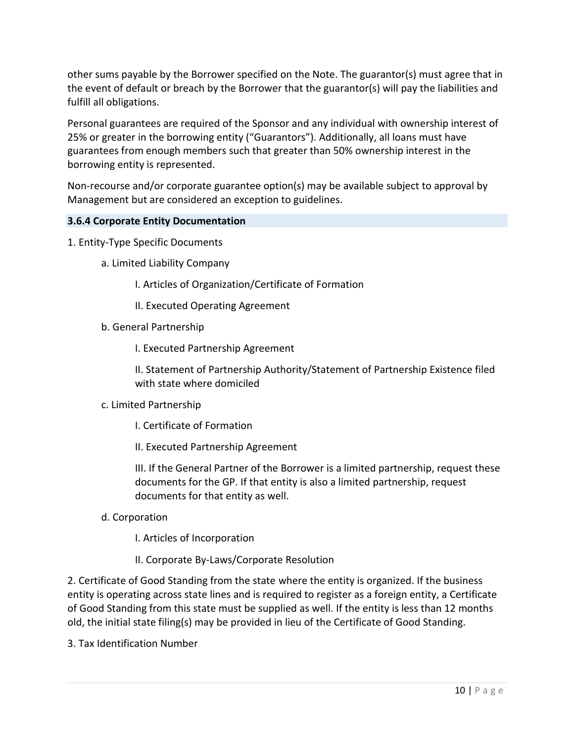other sums payable by the Borrower specified on the Note. The guarantor(s) must agree that in the event of default or breach by the Borrower that the guarantor(s) will pay the liabilities and fulfill all obligations.

Personal guarantees are required of the Sponsor and any individual with ownership interest of 25% or greater in the borrowing entity ("Guarantors"). Additionally, all loans must have guarantees from enough members such that greater than 50% ownership interest in the borrowing entity is represented.

Non-recourse and/or corporate guarantee option(s) may be available subject to approval by Management but are considered an exception to guidelines.

### 3.6.4 Corporate Entity Documentation

1. Entity-Type Specific Documents

   a. Limited Liability Company

      I. Articles of Organization/Certificate of Formation

      II. Executed Operating Agreement

   b. General Partnership

      I. Executed Partnership Agreement

      II. Statement of Partnership Authority/Statement of Partnership Existence filed with state where domiciled

   c. Limited Partnership

      I. Certificate of Formation

      II. Executed Partnership Agreement

      III. If the General Partner of the Borrower is a limited partnership, request these documents for the GP. If that entity is also a limited partnership, request documents for that entity as well.

   d. Corporation

      I. Articles of Incorporation

      II. Corporate By-Laws/Corporate Resolution

2. Certificate of Good Standing from the state where the entity is organized. If the business entity is operating across state lines and is required to register as a foreign entity, a Certificate of Good Standing from this state must be supplied as well. If the entity is less than 12 months old, the initial state filing(s) may be provided in lieu of the Certificate of Good Standing.

3. Tax Identification Number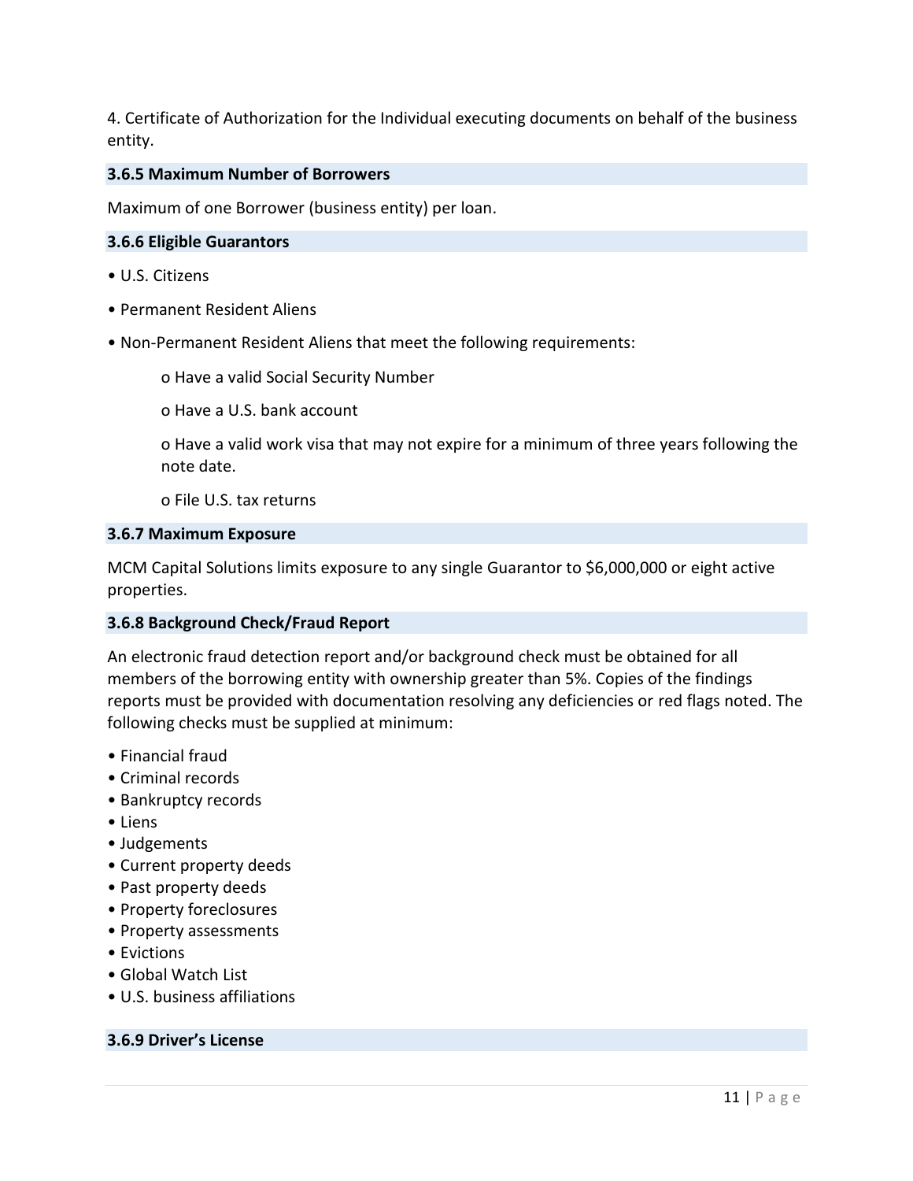4. Certificate of Authorization for the Individual executing documents on behalf of the business entity.

### 3.6.5 Maximum Number of Borrowers

Maximum of one Borrower (business entity) per loan.

### 3.6.6 Eligible Guarantors

- U.S. Citizens
- Permanent Resident Aliens
- Non-Permanent Resident Aliens that meet the following requirements:
  - Have a valid Social Security Number
  - Have a U.S. bank account
  - Have a valid work visa that may not expire for a minimum of three years following the note date.
  - File U.S. tax returns

### 3.6.7 Maximum Exposure

MCM Capital Solutions limits exposure to any single Guarantor to $6,000,000 or eight active properties.

### 3.6.8 Background Check/Fraud Report

An electronic fraud detection report and/or background check must be obtained for all members of the borrowing entity with ownership greater than 5%. Copies of the findings reports must be provided with documentation resolving any deficiencies or red flags noted. The following checks must be supplied at minimum:

- Financial fraud
- Criminal records
- Bankruptcy records
- Liens
- Judgements
- Current property deeds
- Past property deeds
- Property foreclosures
- Property assessments
- Evictions
- Global Watch List
- U.S. business affiliations

### 3.6.9 Driver's License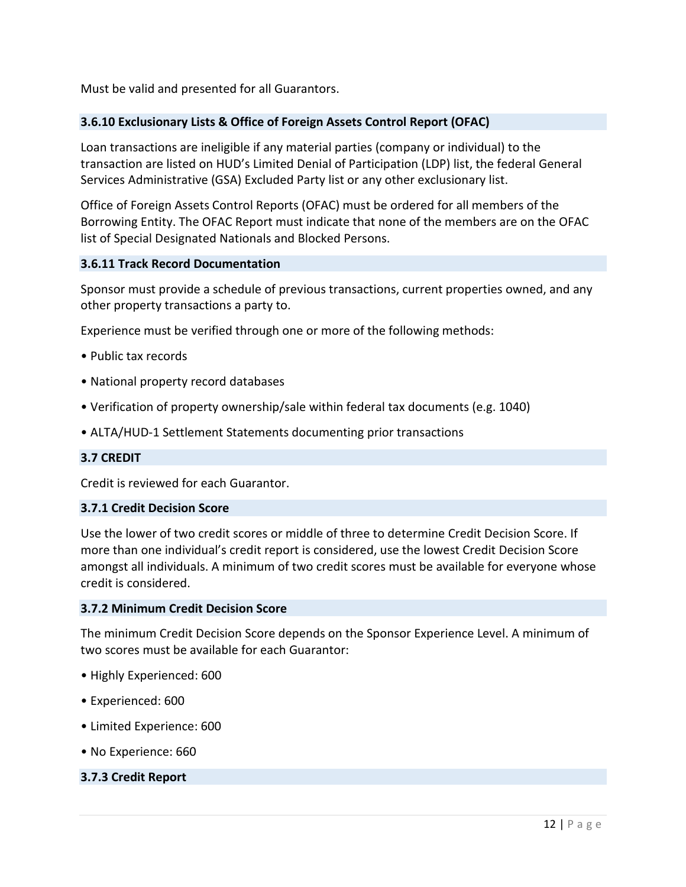Must be valid and presented for all Guarantors.

### 3.6.10 Exclusionary Lists & Office of Foreign Assets Control Report (OFAC)

Loan transactions are ineligible if any material parties (company or individual) to the transaction are listed on HUD's Limited Denial of Participation (LDP) list, the federal General Services Administrative (GSA) Excluded Party list or any other exclusionary list.

Office of Foreign Assets Control Reports (OFAC) must be ordered for all members of the Borrowing Entity. The OFAC Report must indicate that none of the members are on the OFAC list of Special Designated Nationals and Blocked Persons.

### 3.6.11 Track Record Documentation

Sponsor must provide a schedule of previous transactions, current properties owned, and any other property transactions a party to.

Experience must be verified through one or more of the following methods:

- Public tax records
- National property record databases
- Verification of property ownership/sale within federal tax documents (e.g. 1040)
- ALTA/HUD-1 Settlement Statements documenting prior transactions

## 3.7 CREDIT

Credit is reviewed for each Guarantor.

### 3.7.1 Credit Decision Score

Use the lower of two credit scores or middle of three to determine Credit Decision Score. If more than one individual's credit report is considered, use the lowest Credit Decision Score amongst all individuals. A minimum of two credit scores must be available for everyone whose credit is considered.

### 3.7.2 Minimum Credit Decision Score

The minimum Credit Decision Score depends on the Sponsor Experience Level. A minimum of two scores must be available for each Guarantor:

- Highly Experienced: 600
- Experienced: 600
- Limited Experience: 600
- No Experience: 660

### 3.7.3 Credit Report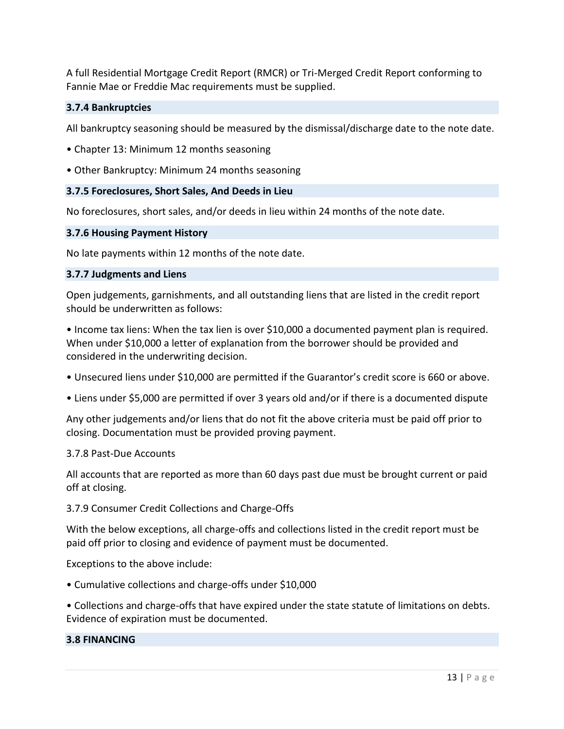A full Residential Mortgage Credit Report (RMCR) or Tri-Merged Credit Report conforming to Fannie Mae or Freddie Mac requirements must be supplied.

### 3.7.4 Bankruptcies

All bankruptcy seasoning should be measured by the dismissal/discharge date to the note date.

- Chapter 13: Minimum 12 months seasoning
- Other Bankruptcy: Minimum 24 months seasoning

### 3.7.5 Foreclosures, Short Sales, And Deeds in Lieu

No foreclosures, short sales, and/or deeds in lieu within 24 months of the note date.

### 3.7.6 Housing Payment History

No late payments within 12 months of the note date.

### 3.7.7 Judgments and Liens

Open judgements, garnishments, and all outstanding liens that are listed in the credit report should be underwritten as follows:

- Income tax liens: When the tax lien is over $10,000 a documented payment plan is required. When under $10,000 a letter of explanation from the borrower should be provided and considered in the underwriting decision.
- Unsecured liens under $10,000 are permitted if the Guarantor's credit score is 660 or above.
- Liens under $5,000 are permitted if over 3 years old and/or if there is a documented dispute

Any other judgements and/or liens that do not fit the above criteria must be paid off prior to closing. Documentation must be provided proving payment.

3.7.8 Past-Due Accounts

All accounts that are reported as more than 60 days past due must be brought current or paid off at closing.

3.7.9 Consumer Credit Collections and Charge-Offs

With the below exceptions, all charge-offs and collections listed in the credit report must be paid off prior to closing and evidence of payment must be documented.

Exceptions to the above include:

- Cumulative collections and charge-offs under $10,000
- Collections and charge-offs that have expired under the state statute of limitations on debts. Evidence of expiration must be documented.

### 3.8 FINANCING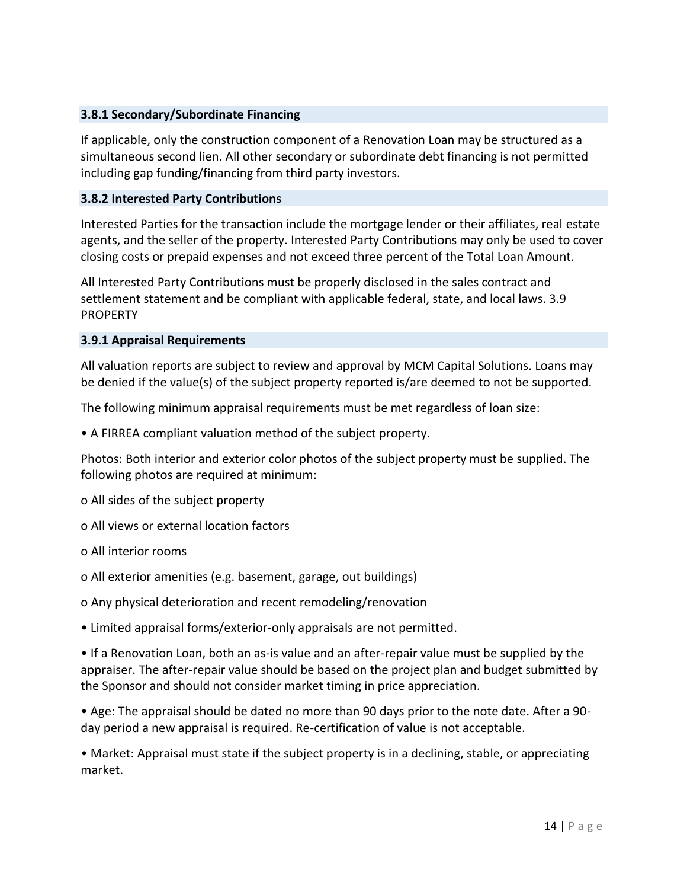### 3.8.1 Secondary/Subordinate Financing

If applicable, only the construction component of a Renovation Loan may be structured as a simultaneous second lien. All other secondary or subordinate debt financing is not permitted including gap funding/financing from third party investors.

### 3.8.2 Interested Party Contributions

Interested Parties for the transaction include the mortgage lender or their affiliates, real estate agents, and the seller of the property. Interested Party Contributions may only be used to cover closing costs or prepaid expenses and not exceed three percent of the Total Loan Amount.

All Interested Party Contributions must be properly disclosed in the sales contract and settlement statement and be compliant with applicable federal, state, and local laws. 3.9 PROPERTY

### 3.9.1 Appraisal Requirements

All valuation reports are subject to review and approval by MCM Capital Solutions. Loans may be denied if the value(s) of the subject property reported is/are deemed to not be supported.

The following minimum appraisal requirements must be met regardless of loan size:

- A FIRREA compliant valuation method of the subject property.

Photos: Both interior and exterior color photos of the subject property must be supplied. The following photos are required at minimum:

- o All sides of the subject property
- o All views or external location factors
- o All interior rooms
- o All exterior amenities (e.g. basement, garage, out buildings)
- o Any physical deterioration and recent remodeling/renovation

- Limited appraisal forms/exterior-only appraisals are not permitted.
- If a Renovation Loan, both an as-is value and an after-repair value must be supplied by the appraiser. The after-repair value should be based on the project plan and budget submitted by the Sponsor and should not consider market timing in price appreciation.
- Age: The appraisal should be dated no more than 90 days prior to the note date. After a 90-day period a new appraisal is required. Re-certification of value is not acceptable.
- Market: Appraisal must state if the subject property is in a declining, stable, or appreciating market.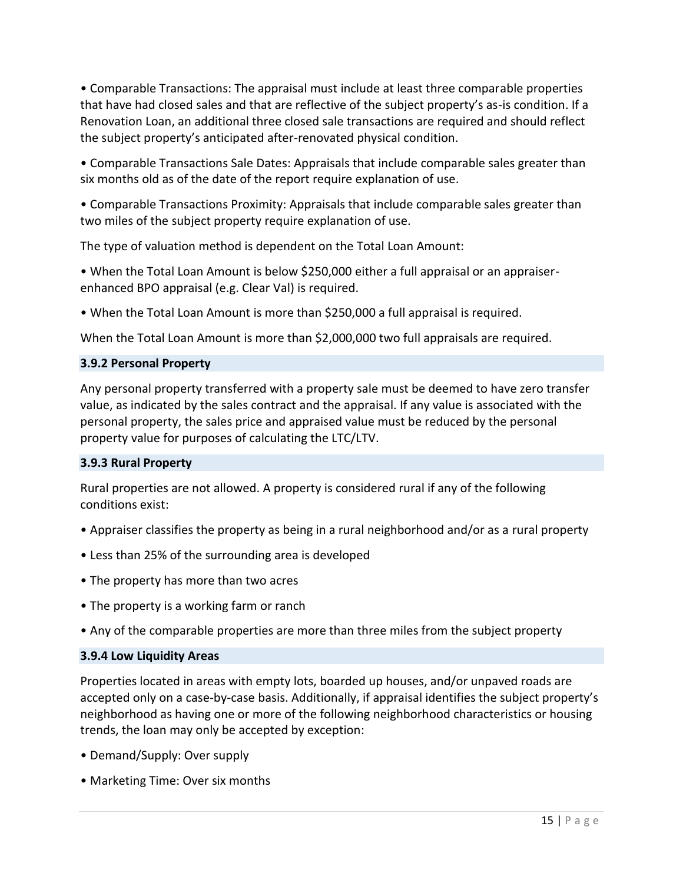- Comparable Transactions: The appraisal must include at least three comparable properties that have had closed sales and that are reflective of the subject property's as-is condition. If a Renovation Loan, an additional three closed sale transactions are required and should reflect the subject property's anticipated after-renovated physical condition.

- Comparable Transactions Sale Dates: Appraisals that include comparable sales greater than six months old as of the date of the report require explanation of use.

- Comparable Transactions Proximity: Appraisals that include comparable sales greater than two miles of the subject property require explanation of use.

The type of valuation method is dependent on the Total Loan Amount:

- When the Total Loan Amount is below $250,000 either a full appraisal or an appraiser-enhanced BPO appraisal (e.g. Clear Val) is required.

- When the Total Loan Amount is more than $250,000 a full appraisal is required.

When the Total Loan Amount is more than $2,000,000 two full appraisals are required.

### 3.9.2 Personal Property

Any personal property transferred with a property sale must be deemed to have zero transfer value, as indicated by the sales contract and the appraisal. If any value is associated with the personal property, the sales price and appraised value must be reduced by the personal property value for purposes of calculating the LTC/LTV.

### 3.9.3 Rural Property

Rural properties are not allowed. A property is considered rural if any of the following conditions exist:

- Appraiser classifies the property as being in a rural neighborhood and/or as a rural property

- Less than 25% of the surrounding area is developed

- The property has more than two acres

- The property is a working farm or ranch

- Any of the comparable properties are more than three miles from the subject property

### 3.9.4 Low Liquidity Areas

Properties located in areas with empty lots, boarded up houses, and/or unpaved roads are accepted only on a case-by-case basis. Additionally, if appraisal identifies the subject property's neighborhood as having one or more of the following neighborhood characteristics or housing trends, the loan may only be accepted by exception:

- Demand/Supply: Over supply

- Marketing Time: Over six months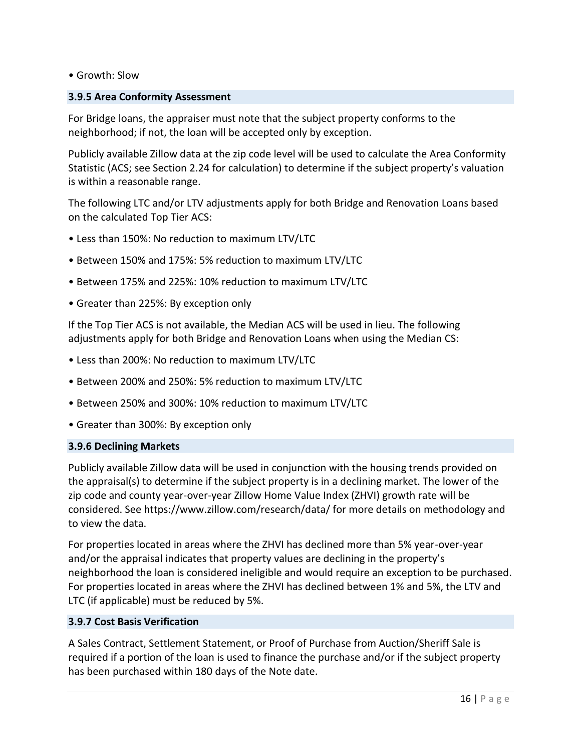- Growth: Slow

### 3.9.5 Area Conformity Assessment

For Bridge loans, the appraiser must note that the subject property conforms to the neighborhood; if not, the loan will be accepted only by exception.

Publicly available Zillow data at the zip code level will be used to calculate the Area Conformity Statistic (ACS; see Section 2.24 for calculation) to determine if the subject property's valuation is within a reasonable range.

The following LTC and/or LTV adjustments apply for both Bridge and Renovation Loans based on the calculated Top Tier ACS:

- Less than 150%: No reduction to maximum LTV/LTC
- Between 150% and 175%: 5% reduction to maximum LTV/LTC
- Between 175% and 225%: 10% reduction to maximum LTV/LTC
- Greater than 225%: By exception only

If the Top Tier ACS is not available, the Median ACS will be used in lieu. The following adjustments apply for both Bridge and Renovation Loans when using the Median CS:

- Less than 200%: No reduction to maximum LTV/LTC
- Between 200% and 250%: 5% reduction to maximum LTV/LTC
- Between 250% and 300%: 10% reduction to maximum LTV/LTC
- Greater than 300%: By exception only

### 3.9.6 Declining Markets

Publicly available Zillow data will be used in conjunction with the housing trends provided on the appraisal(s) to determine if the subject property is in a declining market. The lower of the zip code and county year-over-year Zillow Home Value Index (ZHVI) growth rate will be considered. See https://www.zillow.com/research/data/ for more details on methodology and to view the data.

For properties located in areas where the ZHVI has declined more than 5% year-over-year and/or the appraisal indicates that property values are declining in the property's neighborhood the loan is considered ineligible and would require an exception to be purchased. For properties located in areas where the ZHVI has declined between 1% and 5%, the LTV and LTC (if applicable) must be reduced by 5%.

### 3.9.7 Cost Basis Verification

A Sales Contract, Settlement Statement, or Proof of Purchase from Auction/Sheriff Sale is required if a portion of the loan is used to finance the purchase and/or if the subject property has been purchased within 180 days of the Note date.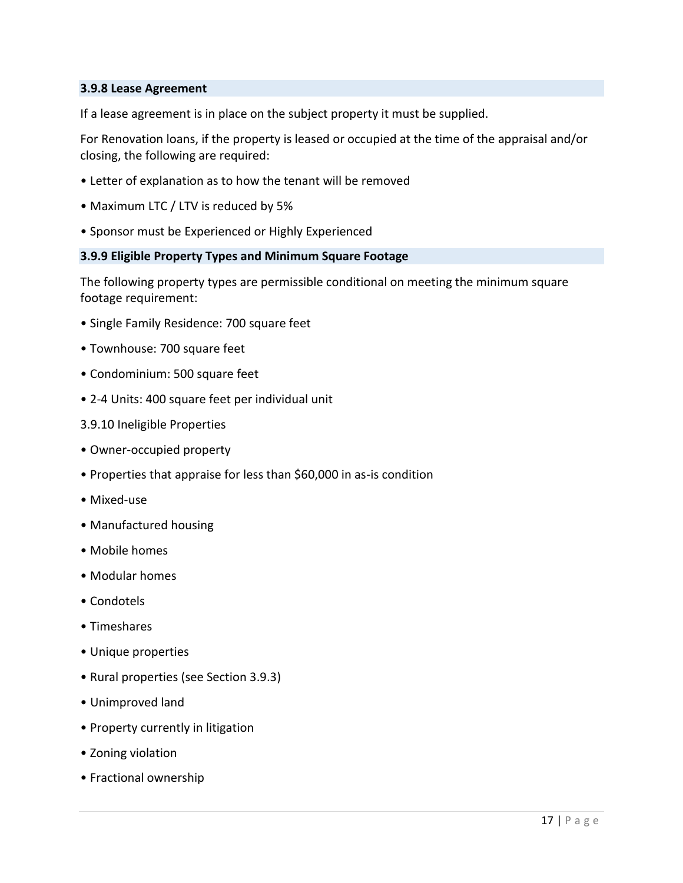### 3.9.8 Lease Agreement

If a lease agreement is in place on the subject property it must be supplied.

For Renovation loans, if the property is leased or occupied at the time of the appraisal and/or closing, the following are required:

- Letter of explanation as to how the tenant will be removed
- Maximum LTC / LTV is reduced by 5%
- Sponsor must be Experienced or Highly Experienced

### 3.9.9 Eligible Property Types and Minimum Square Footage

The following property types are permissible conditional on meeting the minimum square footage requirement:

- Single Family Residence: 700 square feet
- Townhouse: 700 square feet
- Condominium: 500 square feet
- 2-4 Units: 400 square feet per individual unit

3.9.10 Ineligible Properties

- Owner-occupied property
- Properties that appraise for less than $60,000 in as-is condition
- Mixed-use
- Manufactured housing
- Mobile homes
- Modular homes
- Condotels
- Timeshares
- Unique properties
- Rural properties (see Section 3.9.3)
- Unimproved land
- Property currently in litigation
- Zoning violation
- Fractional ownership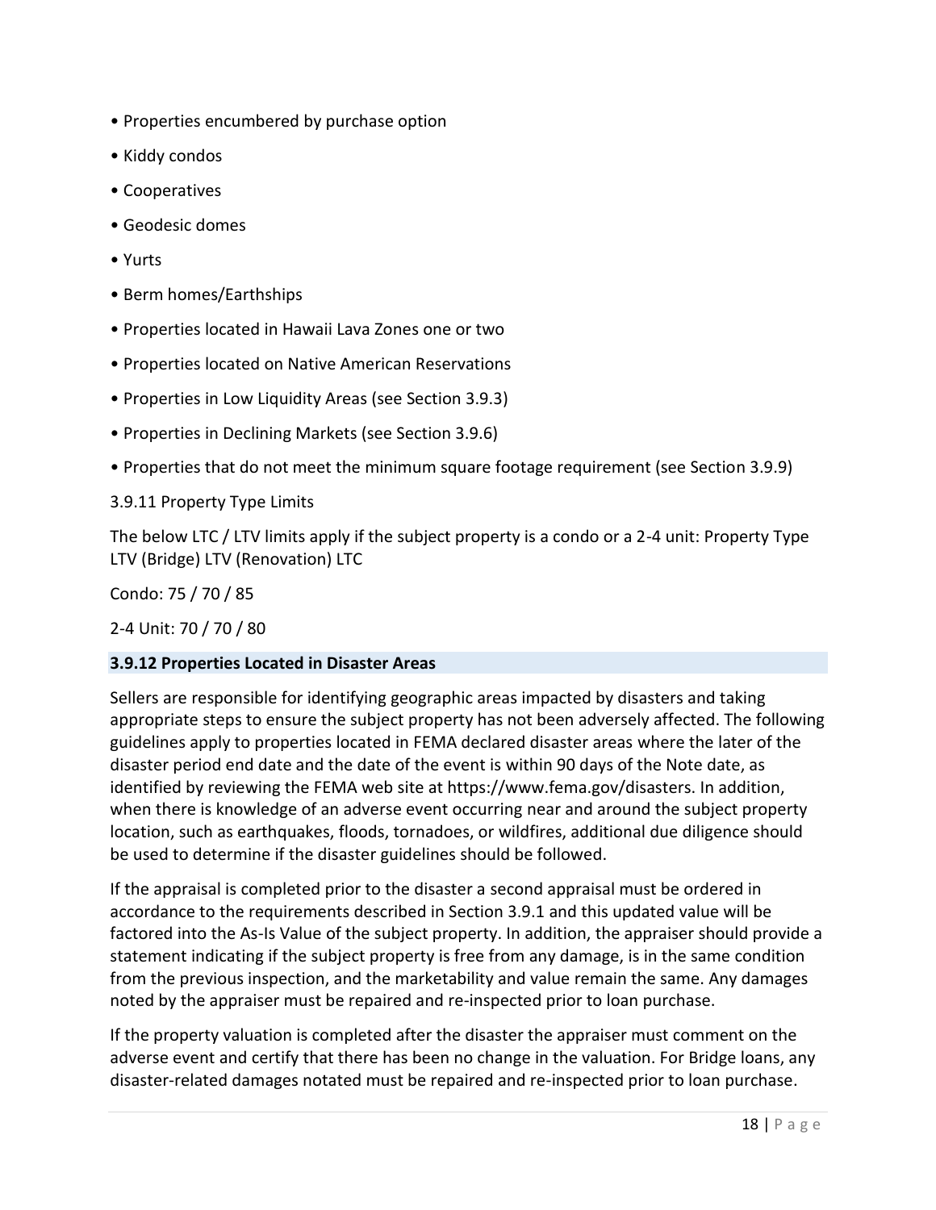- Properties encumbered by purchase option
- Kiddy condos
- Cooperatives
- Geodesic domes
- Yurts
- Berm homes/Earthships
- Properties located in Hawaii Lava Zones one or two
- Properties located on Native American Reservations
- Properties in Low Liquidity Areas (see Section 3.9.3)
- Properties in Declining Markets (see Section 3.9.6)
- Properties that do not meet the minimum square footage requirement (see Section 3.9.9)

3.9.11 Property Type Limits

The below LTC / LTV limits apply if the subject property is a condo or a 2-4 unit: Property Type LTV (Bridge) LTV (Renovation) LTC

Condo: 75 / 70 / 85

2-4 Unit: 70 / 70 / 80

### 3.9.12 Properties Located in Disaster Areas

Sellers are responsible for identifying geographic areas impacted by disasters and taking appropriate steps to ensure the subject property has not been adversely affected. The following guidelines apply to properties located in FEMA declared disaster areas where the later of the disaster period end date and the date of the event is within 90 days of the Note date, as identified by reviewing the FEMA web site at https://www.fema.gov/disasters. In addition, when there is knowledge of an adverse event occurring near and around the subject property location, such as earthquakes, floods, tornadoes, or wildfires, additional due diligence should be used to determine if the disaster guidelines should be followed.

If the appraisal is completed prior to the disaster a second appraisal must be ordered in accordance to the requirements described in Section 3.9.1 and this updated value will be factored into the As-Is Value of the subject property. In addition, the appraiser should provide a statement indicating if the subject property is free from any damage, is in the same condition from the previous inspection, and the marketability and value remain the same. Any damages noted by the appraiser must be repaired and re-inspected prior to loan purchase.

If the property valuation is completed after the disaster the appraiser must comment on the adverse event and certify that there has been no change in the valuation. For Bridge loans, any disaster-related damages notated must be repaired and re-inspected prior to loan purchase.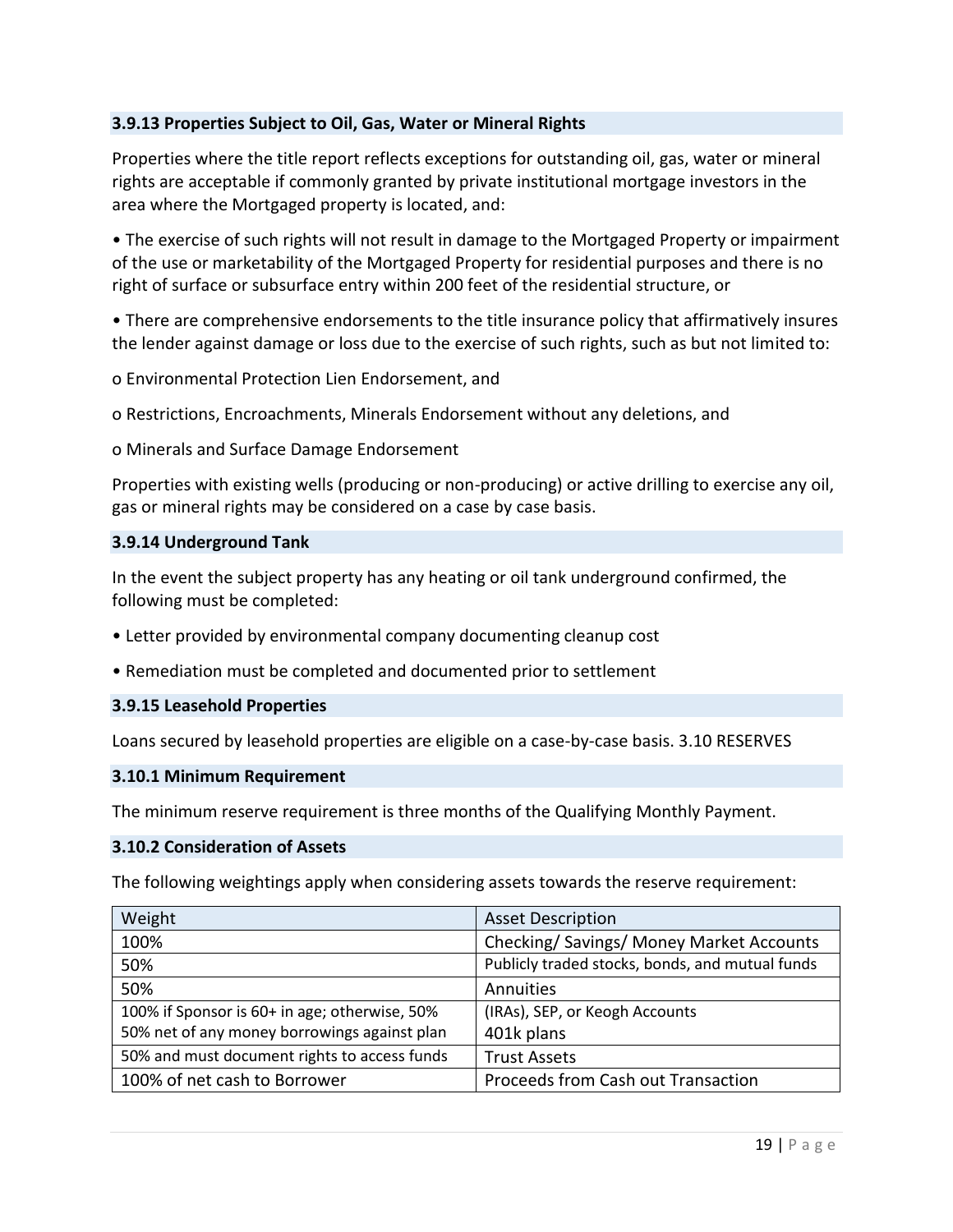### 3.9.13 Properties Subject to Oil, Gas, Water or Mineral Rights

Properties where the title report reflects exceptions for outstanding oil, gas, water or mineral rights are acceptable if commonly granted by private institutional mortgage investors in the area where the Mortgaged property is located, and:

- The exercise of such rights will not result in damage to the Mortgaged Property or impairment of the use or marketability of the Mortgaged Property for residential purposes and there is no right of surface or subsurface entry within 200 feet of the residential structure, or
- There are comprehensive endorsements to the title insurance policy that affirmatively insures the lender against damage or loss due to the exercise of such rights, such as but not limited to:
  - Environmental Protection Lien Endorsement, and
  - Restrictions, Encroachments, Minerals Endorsement without any deletions, and
  - Minerals and Surface Damage Endorsement

Properties with existing wells (producing or non-producing) or active drilling to exercise any oil, gas or mineral rights may be considered on a case by case basis.

### 3.9.14 Underground Tank

In the event the subject property has any heating or oil tank underground confirmed, the following must be completed:

- Letter provided by environmental company documenting cleanup cost
- Remediation must be completed and documented prior to settlement

### 3.9.15 Leasehold Properties

Loans secured by leasehold properties are eligible on a case-by-case basis. 3.10 RESERVES

### 3.10.1 Minimum Requirement

The minimum reserve requirement is three months of the Qualifying Monthly Payment.

### 3.10.2 Consideration of Assets

The following weightings apply when considering assets towards the reserve requirement:

| Weight | Asset Description |
|---|---|
| 100% | Checking/ Savings/ Money Market Accounts |
| 50% | Publicly traded stocks, bonds, and mutual funds |
| 50% | Annuities |
| 100% if Sponsor is 60+ in age; otherwise, 50% | (IRAs), SEP, or Keogh Accounts |
| 50% net of any money borrowings against plan | 401k plans |
| 50% and must document rights to access funds | Trust Assets |
| 100% of net cash to Borrower | Proceeds from Cash out Transaction |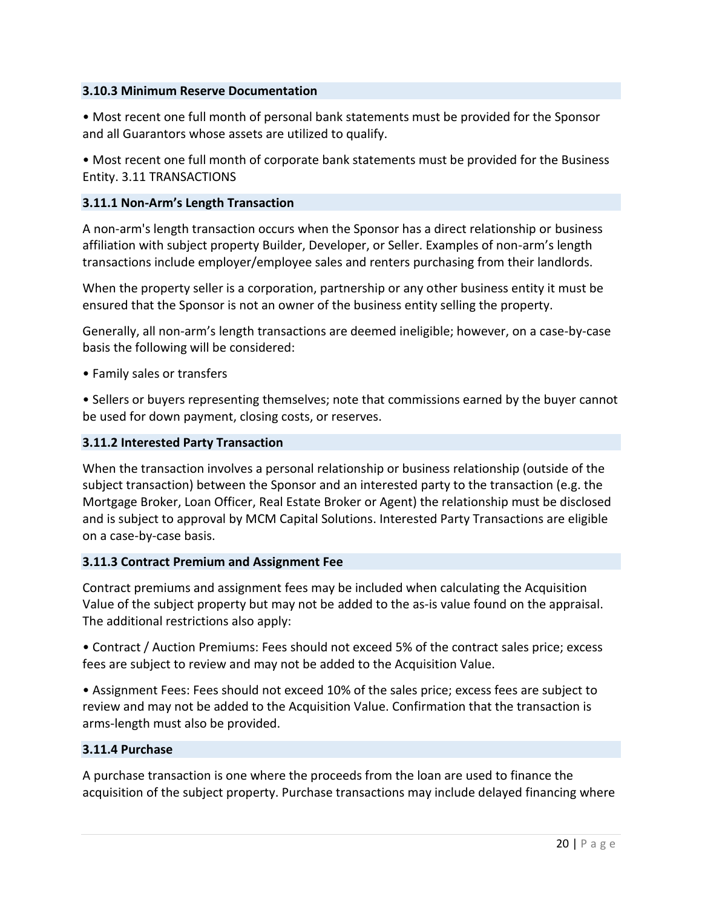### 3.10.3 Minimum Reserve Documentation

• Most recent one full month of personal bank statements must be provided for the Sponsor and all Guarantors whose assets are utilized to qualify.

• Most recent one full month of corporate bank statements must be provided for the Business Entity. 3.11 TRANSACTIONS

### 3.11.1 Non-Arm's Length Transaction

A non-arm's length transaction occurs when the Sponsor has a direct relationship or business affiliation with subject property Builder, Developer, or Seller. Examples of non-arm's length transactions include employer/employee sales and renters purchasing from their landlords.

When the property seller is a corporation, partnership or any other business entity it must be ensured that the Sponsor is not an owner of the business entity selling the property.

Generally, all non-arm's length transactions are deemed ineligible; however, on a case-by-case basis the following will be considered:

• Family sales or transfers

• Sellers or buyers representing themselves; note that commissions earned by the buyer cannot be used for down payment, closing costs, or reserves.

### 3.11.2 Interested Party Transaction

When the transaction involves a personal relationship or business relationship (outside of the subject transaction) between the Sponsor and an interested party to the transaction (e.g. the Mortgage Broker, Loan Officer, Real Estate Broker or Agent) the relationship must be disclosed and is subject to approval by MCM Capital Solutions. Interested Party Transactions are eligible on a case-by-case basis.

### 3.11.3 Contract Premium and Assignment Fee

Contract premiums and assignment fees may be included when calculating the Acquisition Value of the subject property but may not be added to the as-is value found on the appraisal. The additional restrictions also apply:

• Contract / Auction Premiums: Fees should not exceed 5% of the contract sales price; excess fees are subject to review and may not be added to the Acquisition Value.

• Assignment Fees: Fees should not exceed 10% of the sales price; excess fees are subject to review and may not be added to the Acquisition Value. Confirmation that the transaction is arms-length must also be provided.

### 3.11.4 Purchase

A purchase transaction is one where the proceeds from the loan are used to finance the acquisition of the subject property. Purchase transactions may include delayed financing where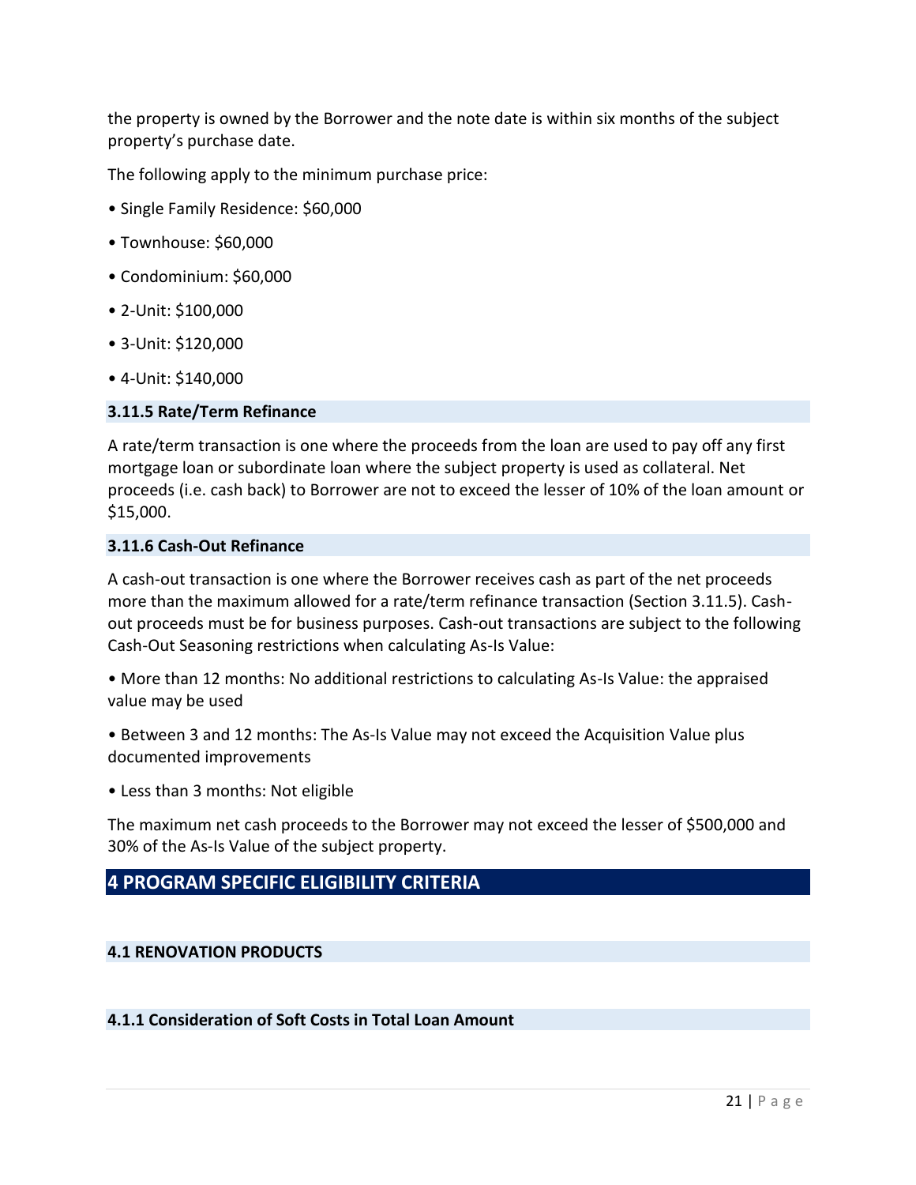the property is owned by the Borrower and the note date is within six months of the subject property's purchase date.

The following apply to the minimum purchase price:

- Single Family Residence: $60,000
- Townhouse: $60,000
- Condominium: $60,000
- 2-Unit: $100,000
- 3-Unit: $120,000
- 4-Unit: $140,000

### 3.11.5 Rate/Term Refinance

A rate/term transaction is one where the proceeds from the loan are used to pay off any first mortgage loan or subordinate loan where the subject property is used as collateral. Net proceeds (i.e. cash back) to Borrower are not to exceed the lesser of 10% of the loan amount or $15,000.

### 3.11.6 Cash-Out Refinance

A cash-out transaction is one where the Borrower receives cash as part of the net proceeds more than the maximum allowed for a rate/term refinance transaction (Section 3.11.5). Cash-out proceeds must be for business purposes. Cash-out transactions are subject to the following Cash-Out Seasoning restrictions when calculating As-Is Value:

- More than 12 months: No additional restrictions to calculating As-Is Value: the appraised value may be used
- Between 3 and 12 months: The As-Is Value may not exceed the Acquisition Value plus documented improvements
- Less than 3 months: Not eligible

The maximum net cash proceeds to the Borrower may not exceed the lesser of $500,000 and 30% of the As-Is Value of the subject property.

# 4 PROGRAM SPECIFIC ELIGIBILITY CRITERIA

## 4.1 RENOVATION PRODUCTS

### 4.1.1 Consideration of Soft Costs in Total Loan Amount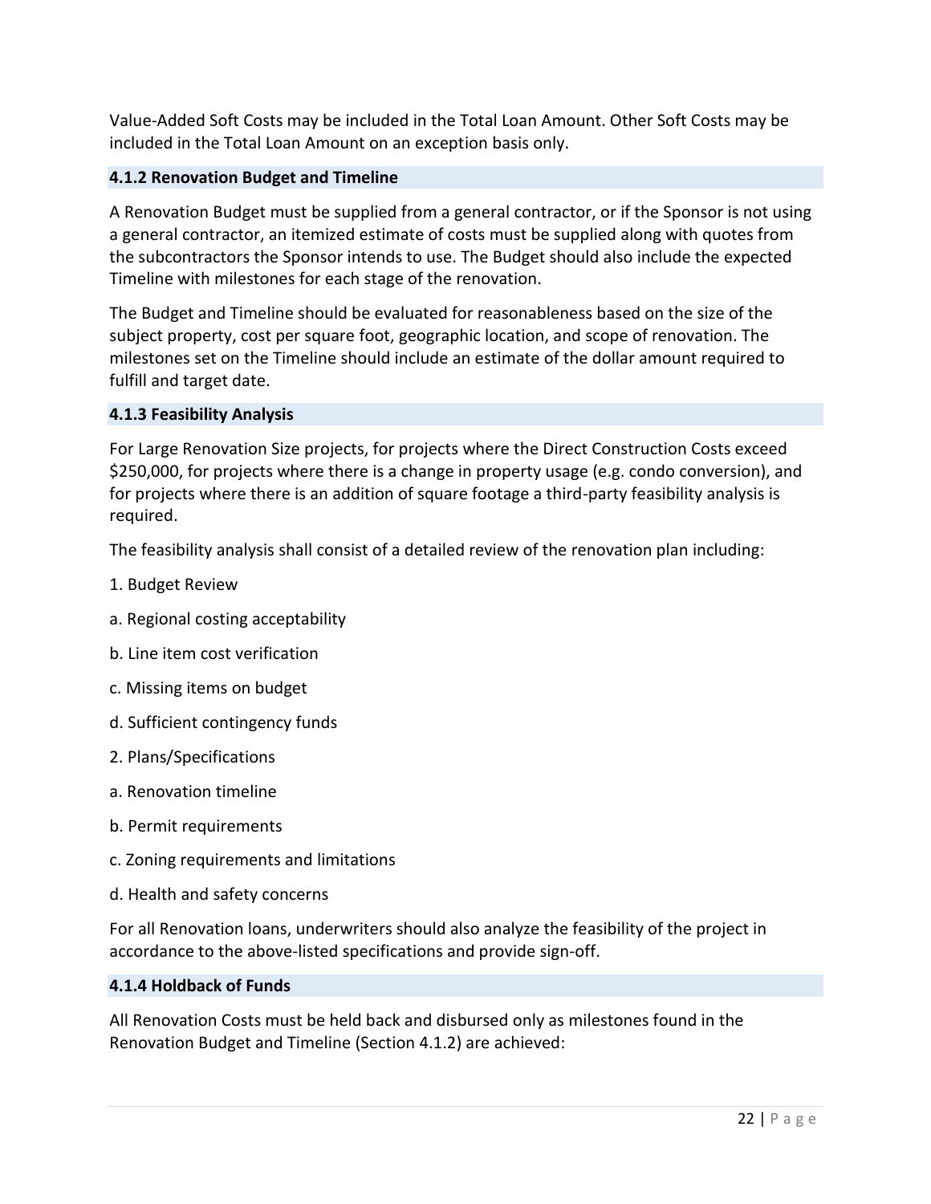Value-Added Soft Costs may be included in the Total Loan Amount. Other Soft Costs may be included in the Total Loan Amount on an exception basis only.

### 4.1.2 Renovation Budget and Timeline

A Renovation Budget must be supplied from a general contractor, or if the Sponsor is not using a general contractor, an itemized estimate of costs must be supplied along with quotes from the subcontractors the Sponsor intends to use. The Budget should also include the expected Timeline with milestones for each stage of the renovation.

The Budget and Timeline should be evaluated for reasonableness based on the size of the subject property, cost per square foot, geographic location, and scope of renovation. The milestones set on the Timeline should include an estimate of the dollar amount required to fulfill and target date.

### 4.1.3 Feasibility Analysis

For Large Renovation Size projects, for projects where the Direct Construction Costs exceed $250,000, for projects where there is a change in property usage (e.g. condo conversion), and for projects where there is an addition of square footage a third-party feasibility analysis is required.

The feasibility analysis shall consist of a detailed review of the renovation plan including:

1. Budget Review

a. Regional costing acceptability

b. Line item cost verification

c. Missing items on budget

d. Sufficient contingency funds

2. Plans/Specifications

a. Renovation timeline

b. Permit requirements

c. Zoning requirements and limitations

d. Health and safety concerns

For all Renovation loans, underwriters should also analyze the feasibility of the project in accordance to the above-listed specifications and provide sign-off.

### 4.1.4 Holdback of Funds

All Renovation Costs must be held back and disbursed only as milestones found in the Renovation Budget and Timeline (Section 4.1.2) are achieved: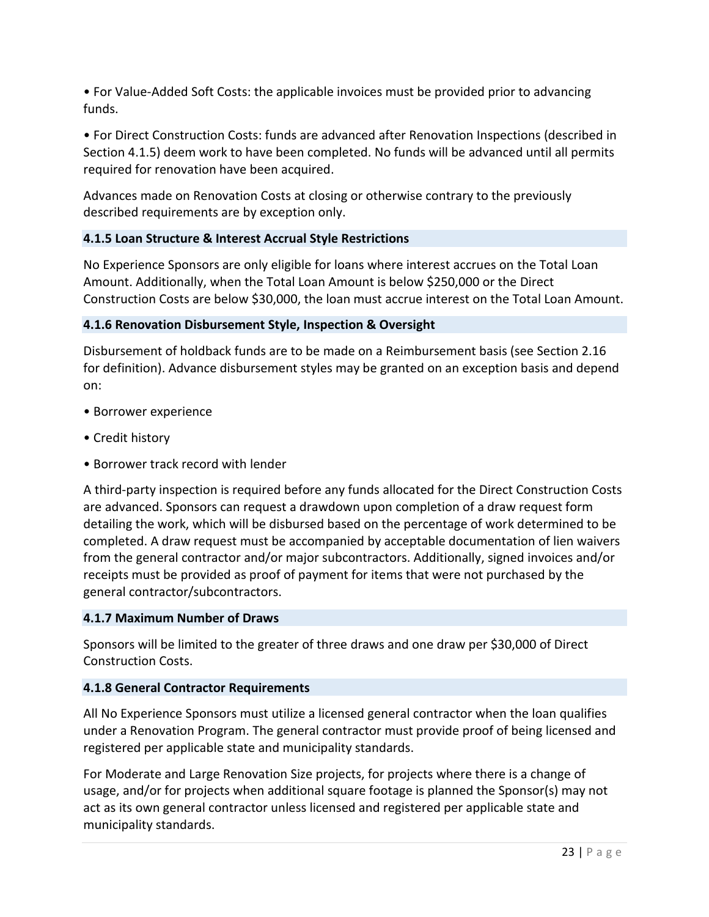- For Value-Added Soft Costs: the applicable invoices must be provided prior to advancing funds.

- For Direct Construction Costs: funds are advanced after Renovation Inspections (described in Section 4.1.5) deem work to have been completed. No funds will be advanced until all permits required for renovation have been acquired.

Advances made on Renovation Costs at closing or otherwise contrary to the previously described requirements are by exception only.

### 4.1.5 Loan Structure & Interest Accrual Style Restrictions

No Experience Sponsors are only eligible for loans where interest accrues on the Total Loan Amount. Additionally, when the Total Loan Amount is below $250,000 or the Direct Construction Costs are below $30,000, the loan must accrue interest on the Total Loan Amount.

### 4.1.6 Renovation Disbursement Style, Inspection & Oversight

Disbursement of holdback funds are to be made on a Reimbursement basis (see Section 2.16 for definition). Advance disbursement styles may be granted on an exception basis and depend on:

- Borrower experience
- Credit history
- Borrower track record with lender

A third-party inspection is required before any funds allocated for the Direct Construction Costs are advanced. Sponsors can request a drawdown upon completion of a draw request form detailing the work, which will be disbursed based on the percentage of work determined to be completed. A draw request must be accompanied by acceptable documentation of lien waivers from the general contractor and/or major subcontractors. Additionally, signed invoices and/or receipts must be provided as proof of payment for items that were not purchased by the general contractor/subcontractors.

### 4.1.7 Maximum Number of Draws

Sponsors will be limited to the greater of three draws and one draw per $30,000 of Direct Construction Costs.

### 4.1.8 General Contractor Requirements

All No Experience Sponsors must utilize a licensed general contractor when the loan qualifies under a Renovation Program. The general contractor must provide proof of being licensed and registered per applicable state and municipality standards.

For Moderate and Large Renovation Size projects, for projects where there is a change of usage, and/or for projects when additional square footage is planned the Sponsor(s) may not act as its own general contractor unless licensed and registered per applicable state and municipality standards.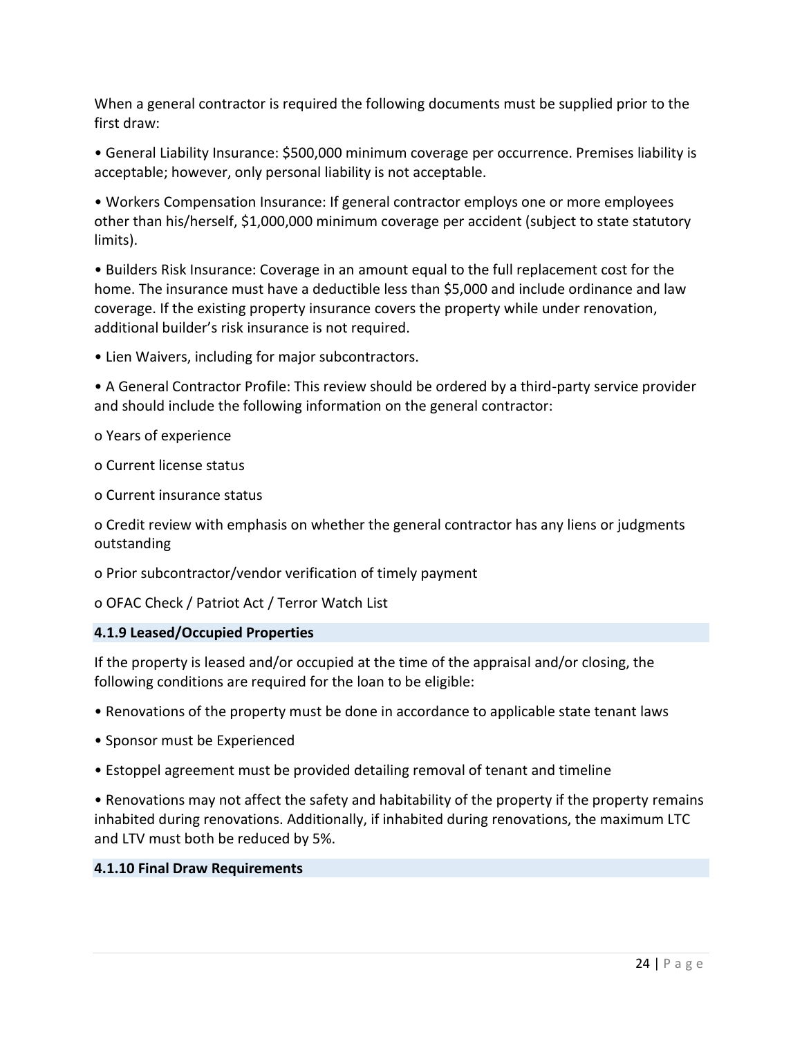When a general contractor is required the following documents must be supplied prior to the first draw:

- General Liability Insurance: $500,000 minimum coverage per occurrence. Premises liability is acceptable; however, only personal liability is not acceptable.
- Workers Compensation Insurance: If general contractor employs one or more employees other than his/herself, $1,000,000 minimum coverage per accident (subject to state statutory limits).
- Builders Risk Insurance: Coverage in an amount equal to the full replacement cost for the home. The insurance must have a deductible less than $5,000 and include ordinance and law coverage. If the existing property insurance covers the property while under renovation, additional builder's risk insurance is not required.
- Lien Waivers, including for major subcontractors.
- A General Contractor Profile: This review should be ordered by a third-party service provider and should include the following information on the general contractor:
  - Years of experience
  - Current license status
  - Current insurance status
  - Credit review with emphasis on whether the general contractor has any liens or judgments outstanding
  - Prior subcontractor/vendor verification of timely payment
  - OFAC Check / Patriot Act / Terror Watch List

### 4.1.9 Leased/Occupied Properties

If the property is leased and/or occupied at the time of the appraisal and/or closing, the following conditions are required for the loan to be eligible:

- Renovations of the property must be done in accordance to applicable state tenant laws
- Sponsor must be Experienced
- Estoppel agreement must be provided detailing removal of tenant and timeline
- Renovations may not affect the safety and habitability of the property if the property remains inhabited during renovations. Additionally, if inhabited during renovations, the maximum LTC and LTV must both be reduced by 5%.

### 4.1.10 Final Draw Requirements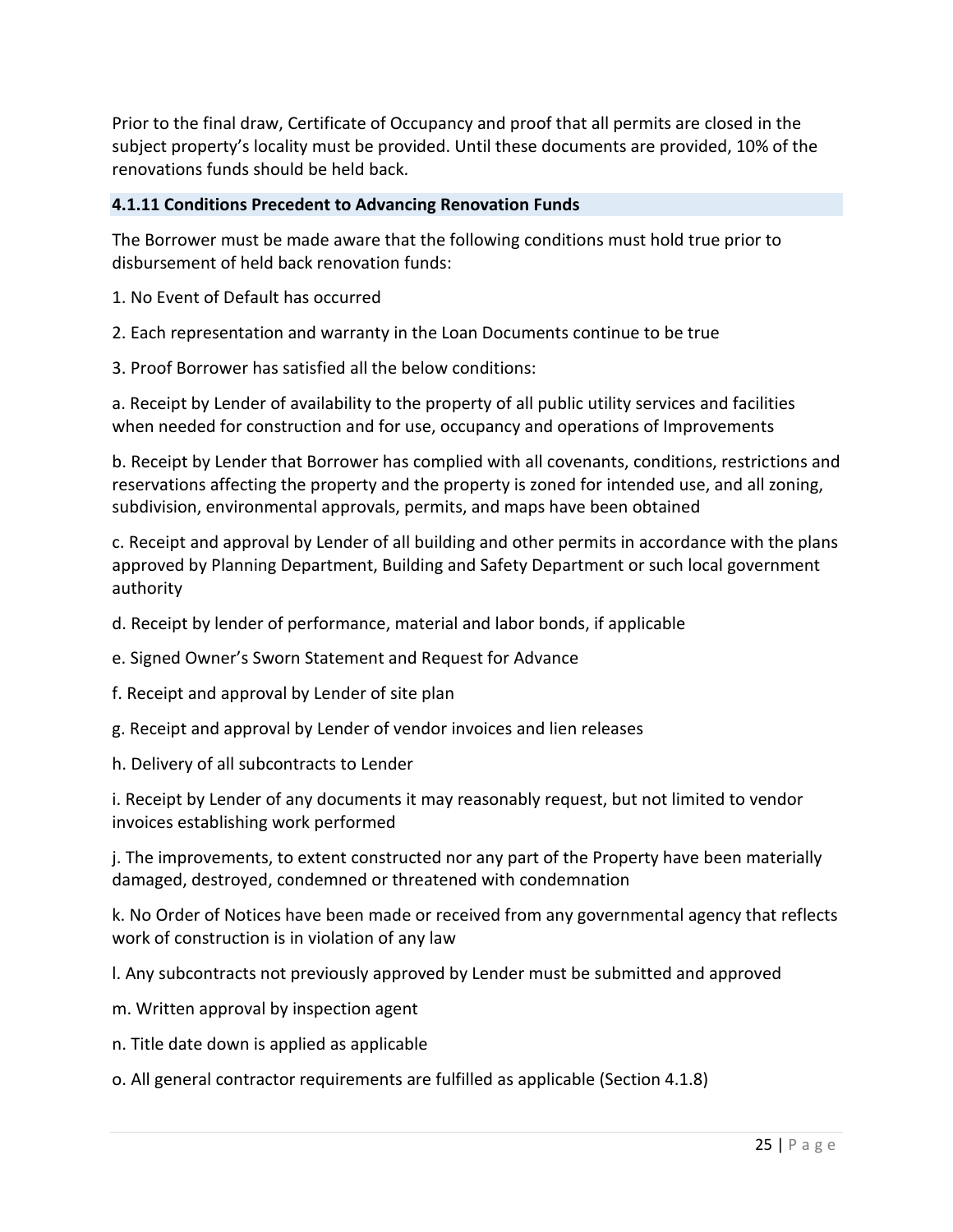Prior to the final draw, Certificate of Occupancy and proof that all permits are closed in the subject property's locality must be provided. Until these documents are provided, 10% of the renovations funds should be held back.

### 4.1.11 Conditions Precedent to Advancing Renovation Funds

The Borrower must be made aware that the following conditions must hold true prior to disbursement of held back renovation funds:

1. No Event of Default has occurred
2. Each representation and warranty in the Loan Documents continue to be true
3. Proof Borrower has satisfied all the below conditions:

a. Receipt by Lender of availability to the property of all public utility services and facilities when needed for construction and for use, occupancy and operations of Improvements

b. Receipt by Lender that Borrower has complied with all covenants, conditions, restrictions and reservations affecting the property and the property is zoned for intended use, and all zoning, subdivision, environmental approvals, permits, and maps have been obtained

c. Receipt and approval by Lender of all building and other permits in accordance with the plans approved by Planning Department, Building and Safety Department or such local government authority

d. Receipt by lender of performance, material and labor bonds, if applicable

e. Signed Owner's Sworn Statement and Request for Advance

f. Receipt and approval by Lender of site plan

g. Receipt and approval by Lender of vendor invoices and lien releases

h. Delivery of all subcontracts to Lender

i. Receipt by Lender of any documents it may reasonably request, but not limited to vendor invoices establishing work performed

j. The improvements, to extent constructed nor any part of the Property have been materially damaged, destroyed, condemned or threatened with condemnation

k. No Order of Notices have been made or received from any governmental agency that reflects work of construction is in violation of any law

l. Any subcontracts not previously approved by Lender must be submitted and approved

m. Written approval by inspection agent

n. Title date down is applied as applicable

o. All general contractor requirements are fulfilled as applicable (Section 4.1.8)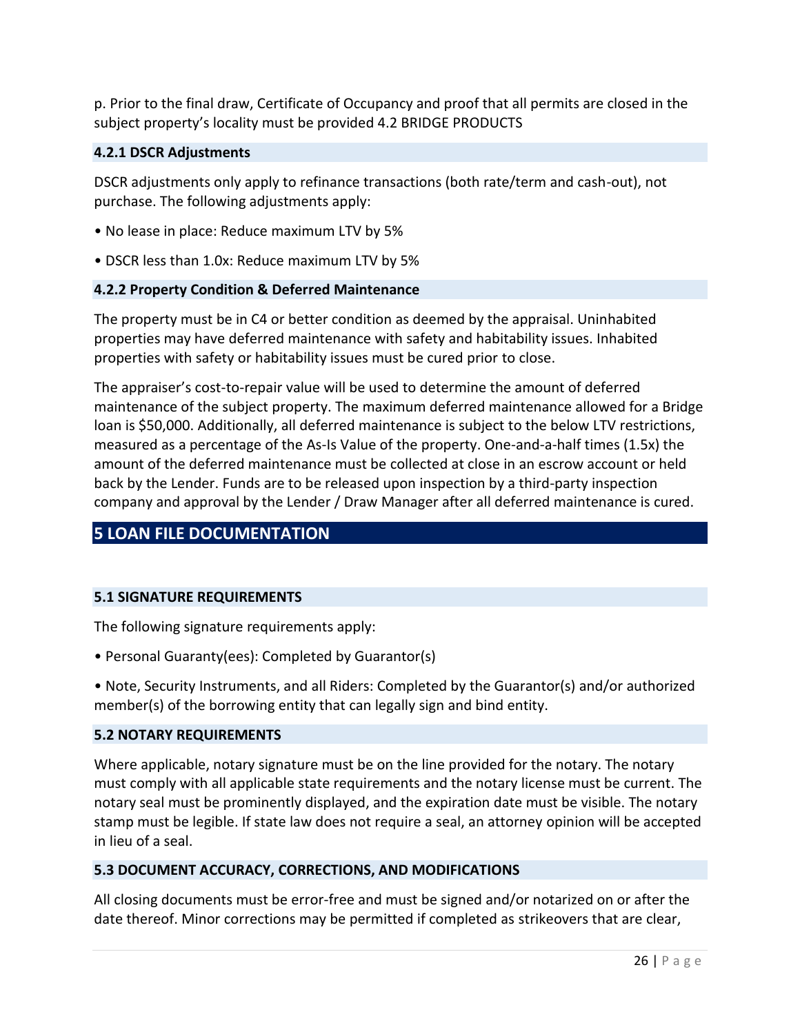p. Prior to the final draw, Certificate of Occupancy and proof that all permits are closed in the subject property's locality must be provided 4.2 BRIDGE PRODUCTS

### 4.2.1 DSCR Adjustments

DSCR adjustments only apply to refinance transactions (both rate/term and cash-out), not purchase. The following adjustments apply:

- No lease in place: Reduce maximum LTV by 5%
- DSCR less than 1.0x: Reduce maximum LTV by 5%

### 4.2.2 Property Condition & Deferred Maintenance

The property must be in C4 or better condition as deemed by the appraisal. Uninhabited properties may have deferred maintenance with safety and habitability issues. Inhabited properties with safety or habitability issues must be cured prior to close.

The appraiser's cost-to-repair value will be used to determine the amount of deferred maintenance of the subject property. The maximum deferred maintenance allowed for a Bridge loan is $50,000. Additionally, all deferred maintenance is subject to the below LTV restrictions, measured as a percentage of the As-Is Value of the property. One-and-a-half times (1.5x) the amount of the deferred maintenance must be collected at close in an escrow account or held back by the Lender. Funds are to be released upon inspection by a third-party inspection company and approval by the Lender / Draw Manager after all deferred maintenance is cured.

# 5 LOAN FILE DOCUMENTATION

### 5.1 SIGNATURE REQUIREMENTS

The following signature requirements apply:

- Personal Guaranty(ees): Completed by Guarantor(s)
- Note, Security Instruments, and all Riders: Completed by the Guarantor(s) and/or authorized member(s) of the borrowing entity that can legally sign and bind entity.

### 5.2 NOTARY REQUIREMENTS

Where applicable, notary signature must be on the line provided for the notary. The notary must comply with all applicable state requirements and the notary license must be current. The notary seal must be prominently displayed, and the expiration date must be visible. The notary stamp must be legible. If state law does not require a seal, an attorney opinion will be accepted in lieu of a seal.

### 5.3 DOCUMENT ACCURACY, CORRECTIONS, AND MODIFICATIONS

All closing documents must be error-free and must be signed and/or notarized on or after the date thereof. Minor corrections may be permitted if completed as strikeovers that are clear,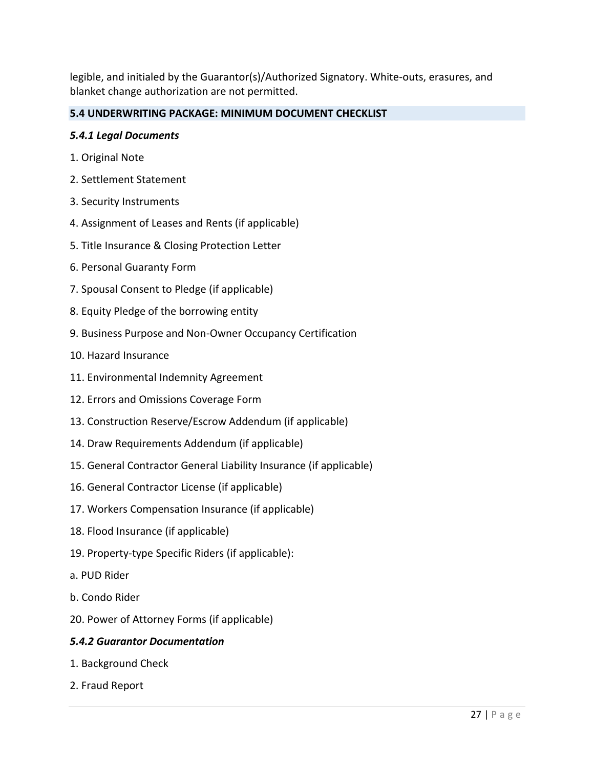legible, and initialed by the Guarantor(s)/Authorized Signatory. White-outs, erasures, and blanket change authorization are not permitted.

## 5.4 UNDERWRITING PACKAGE: MINIMUM DOCUMENT CHECKLIST

### *5.4.1 Legal Documents*

1. Original Note
2. Settlement Statement
3. Security Instruments
4. Assignment of Leases and Rents (if applicable)
5. Title Insurance & Closing Protection Letter
6. Personal Guaranty Form
7. Spousal Consent to Pledge (if applicable)
8. Equity Pledge of the borrowing entity
9. Business Purpose and Non-Owner Occupancy Certification
10. Hazard Insurance
11. Environmental Indemnity Agreement
12. Errors and Omissions Coverage Form
13. Construction Reserve/Escrow Addendum (if applicable)
14. Draw Requirements Addendum (if applicable)
15. General Contractor General Liability Insurance (if applicable)
16. General Contractor License (if applicable)
17. Workers Compensation Insurance (if applicable)
18. Flood Insurance (if applicable)
19. Property-type Specific Riders (if applicable):

a. PUD Rider

b. Condo Rider

20. Power of Attorney Forms (if applicable)

### *5.4.2 Guarantor Documentation*

1. Background Check
2. Fraud Report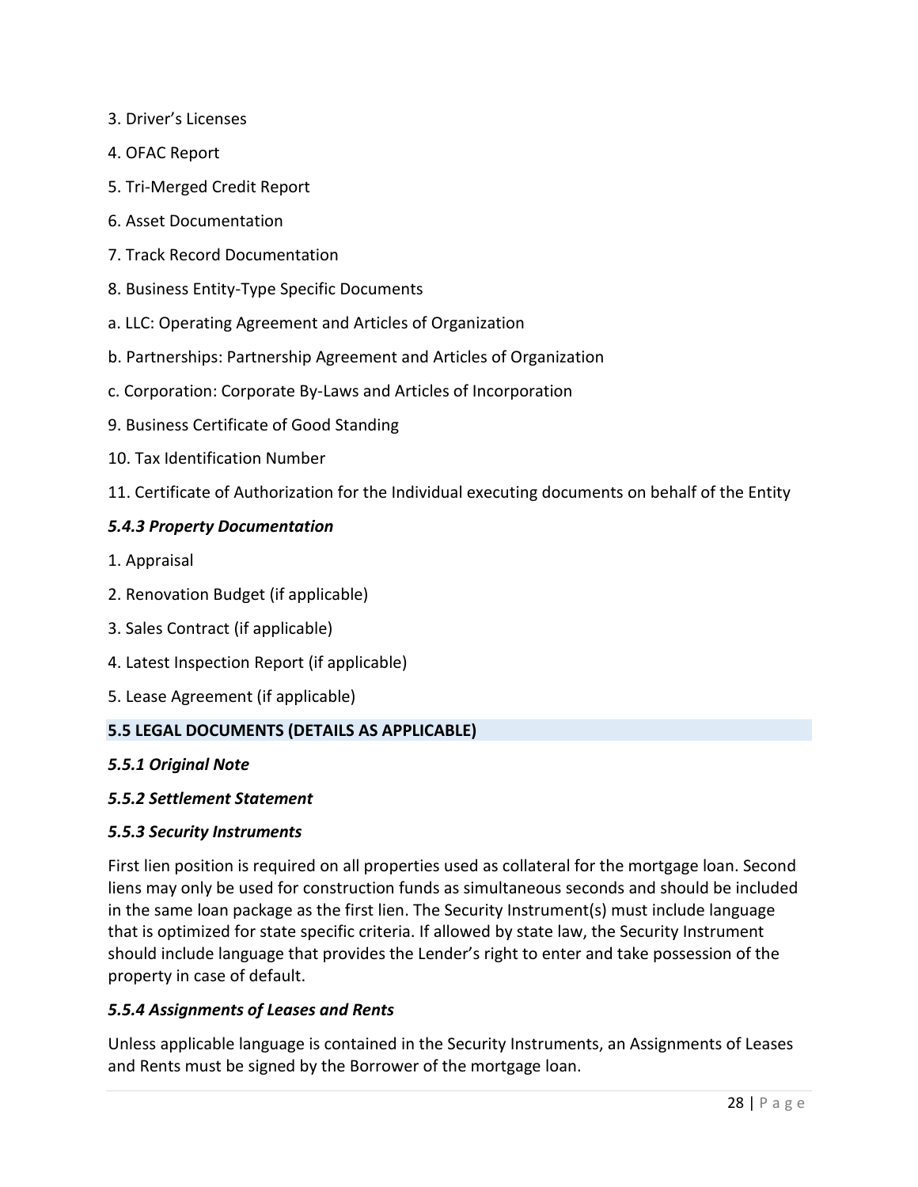3. Driver's Licenses

4. OFAC Report

5. Tri-Merged Credit Report

6. Asset Documentation

7. Track Record Documentation

8. Business Entity-Type Specific Documents

a. LLC: Operating Agreement and Articles of Organization

b. Partnerships: Partnership Agreement and Articles of Organization

c. Corporation: Corporate By-Laws and Articles of Incorporation

9. Business Certificate of Good Standing

10. Tax Identification Number

11. Certificate of Authorization for the Individual executing documents on behalf of the Entity

#### *5.4.3 Property Documentation*

1. Appraisal

2. Renovation Budget (if applicable)

3. Sales Contract (if applicable)

4. Latest Inspection Report (if applicable)

5. Lease Agreement (if applicable)

### 5.5 LEGAL DOCUMENTS (DETAILS AS APPLICABLE)

#### *5.5.1 Original Note*

#### *5.5.2 Settlement Statement*

#### *5.5.3 Security Instruments*

First lien position is required on all properties used as collateral for the mortgage loan. Second liens may only be used for construction funds as simultaneous seconds and should be included in the same loan package as the first lien. The Security Instrument(s) must include language that is optimized for state specific criteria. If allowed by state law, the Security Instrument should include language that provides the Lender's right to enter and take possession of the property in case of default.

#### *5.5.4 Assignments of Leases and Rents*

Unless applicable language is contained in the Security Instruments, an Assignments of Leases and Rents must be signed by the Borrower of the mortgage loan.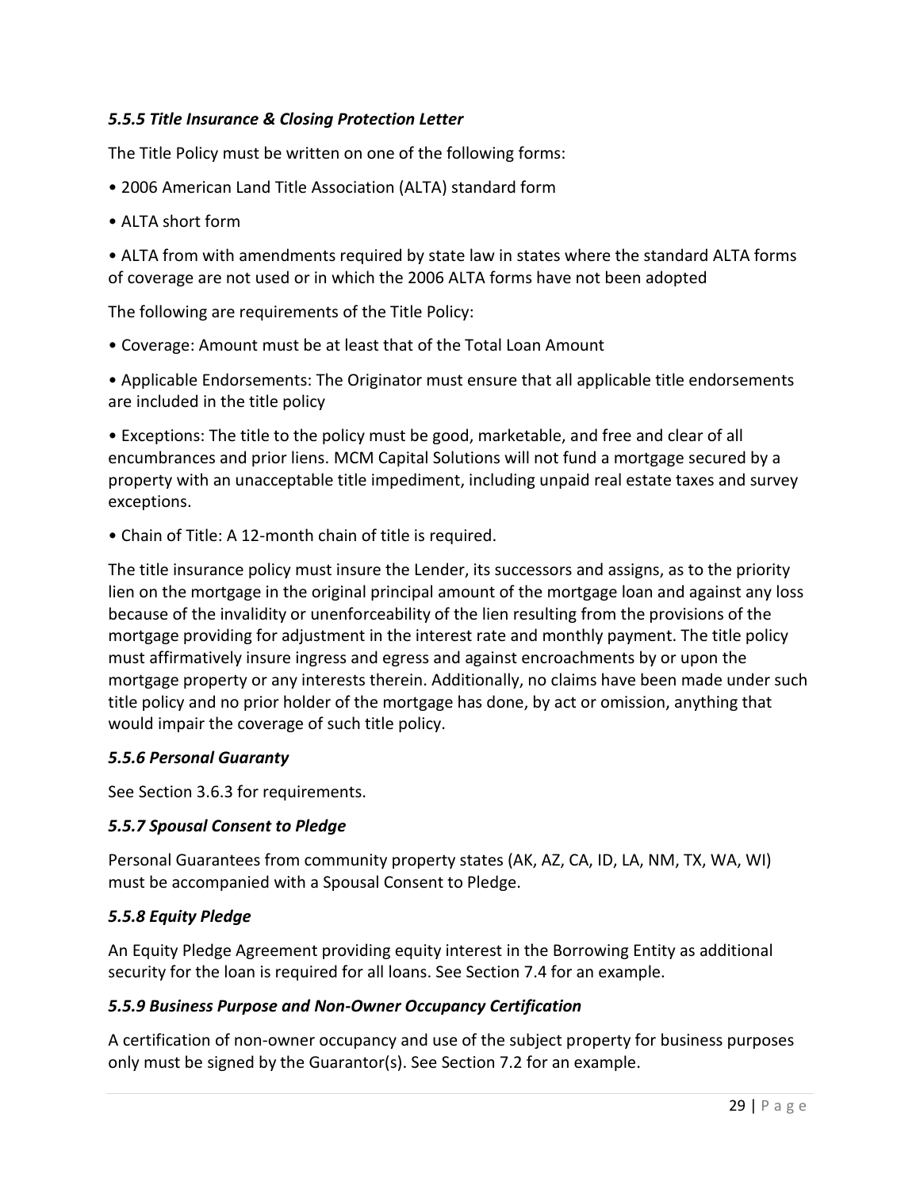#### *5.5.5 Title Insurance & Closing Protection Letter*

The Title Policy must be written on one of the following forms:

- 2006 American Land Title Association (ALTA) standard form
- ALTA short form
- ALTA from with amendments required by state law in states where the standard ALTA forms of coverage are not used or in which the 2006 ALTA forms have not been adopted

The following are requirements of the Title Policy:

- Coverage: Amount must be at least that of the Total Loan Amount
- Applicable Endorsements: The Originator must ensure that all applicable title endorsements are included in the title policy
- Exceptions: The title to the policy must be good, marketable, and free and clear of all encumbrances and prior liens. MCM Capital Solutions will not fund a mortgage secured by a property with an unacceptable title impediment, including unpaid real estate taxes and survey exceptions.
- Chain of Title: A 12-month chain of title is required.

The title insurance policy must insure the Lender, its successors and assigns, as to the priority lien on the mortgage in the original principal amount of the mortgage loan and against any loss because of the invalidity or unenforceability of the lien resulting from the provisions of the mortgage providing for adjustment in the interest rate and monthly payment. The title policy must affirmatively insure ingress and egress and against encroachments by or upon the mortgage property or any interests therein. Additionally, no claims have been made under such title policy and no prior holder of the mortgage has done, by act or omission, anything that would impair the coverage of such title policy.

#### *5.5.6 Personal Guaranty*

See Section 3.6.3 for requirements.

#### *5.5.7 Spousal Consent to Pledge*

Personal Guarantees from community property states (AK, AZ, CA, ID, LA, NM, TX, WA, WI) must be accompanied with a Spousal Consent to Pledge.

#### *5.5.8 Equity Pledge*

An Equity Pledge Agreement providing equity interest in the Borrowing Entity as additional security for the loan is required for all loans. See Section 7.4 for an example.

#### *5.5.9 Business Purpose and Non-Owner Occupancy Certification*

A certification of non-owner occupancy and use of the subject property for business purposes only must be signed by the Guarantor(s). See Section 7.2 for an example.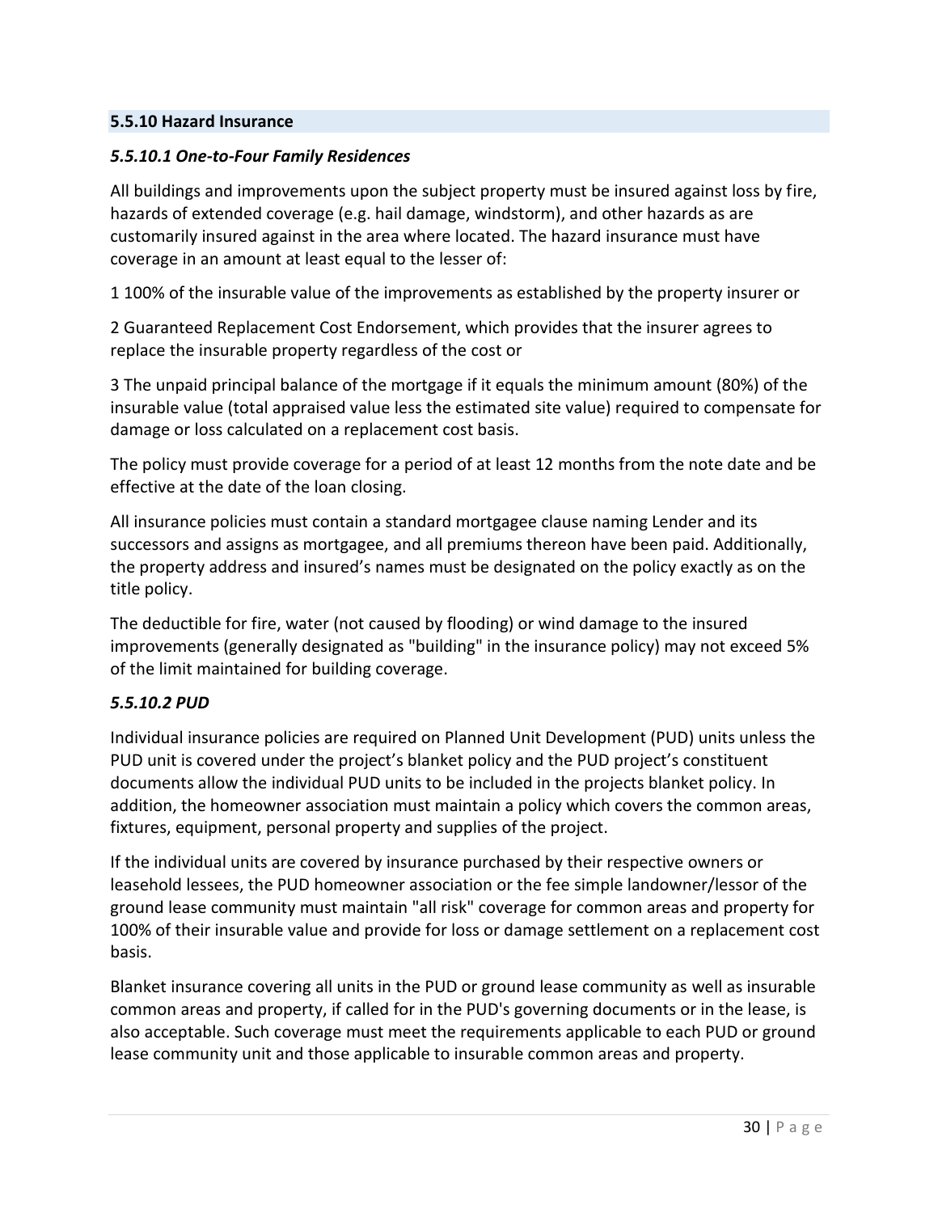### 5.5.10 Hazard Insurance

#### *5.5.10.1 One-to-Four Family Residences*

All buildings and improvements upon the subject property must be insured against loss by fire, hazards of extended coverage (e.g. hail damage, windstorm), and other hazards as are customarily insured against in the area where located. The hazard insurance must have coverage in an amount at least equal to the lesser of:

1 100% of the insurable value of the improvements as established by the property insurer or

2 Guaranteed Replacement Cost Endorsement, which provides that the insurer agrees to replace the insurable property regardless of the cost or

3 The unpaid principal balance of the mortgage if it equals the minimum amount (80%) of the insurable value (total appraised value less the estimated site value) required to compensate for damage or loss calculated on a replacement cost basis.

The policy must provide coverage for a period of at least 12 months from the note date and be effective at the date of the loan closing.

All insurance policies must contain a standard mortgagee clause naming Lender and its successors and assigns as mortgagee, and all premiums thereon have been paid. Additionally, the property address and insured's names must be designated on the policy exactly as on the title policy.

The deductible for fire, water (not caused by flooding) or wind damage to the insured improvements (generally designated as "building" in the insurance policy) may not exceed 5% of the limit maintained for building coverage.

#### *5.5.10.2 PUD*

Individual insurance policies are required on Planned Unit Development (PUD) units unless the PUD unit is covered under the project's blanket policy and the PUD project's constituent documents allow the individual PUD units to be included in the projects blanket policy. In addition, the homeowner association must maintain a policy which covers the common areas, fixtures, equipment, personal property and supplies of the project.

If the individual units are covered by insurance purchased by their respective owners or leasehold lessees, the PUD homeowner association or the fee simple landowner/lessor of the ground lease community must maintain "all risk" coverage for common areas and property for 100% of their insurable value and provide for loss or damage settlement on a replacement cost basis.

Blanket insurance covering all units in the PUD or ground lease community as well as insurable common areas and property, if called for in the PUD's governing documents or in the lease, is also acceptable. Such coverage must meet the requirements applicable to each PUD or ground lease community unit and those applicable to insurable common areas and property.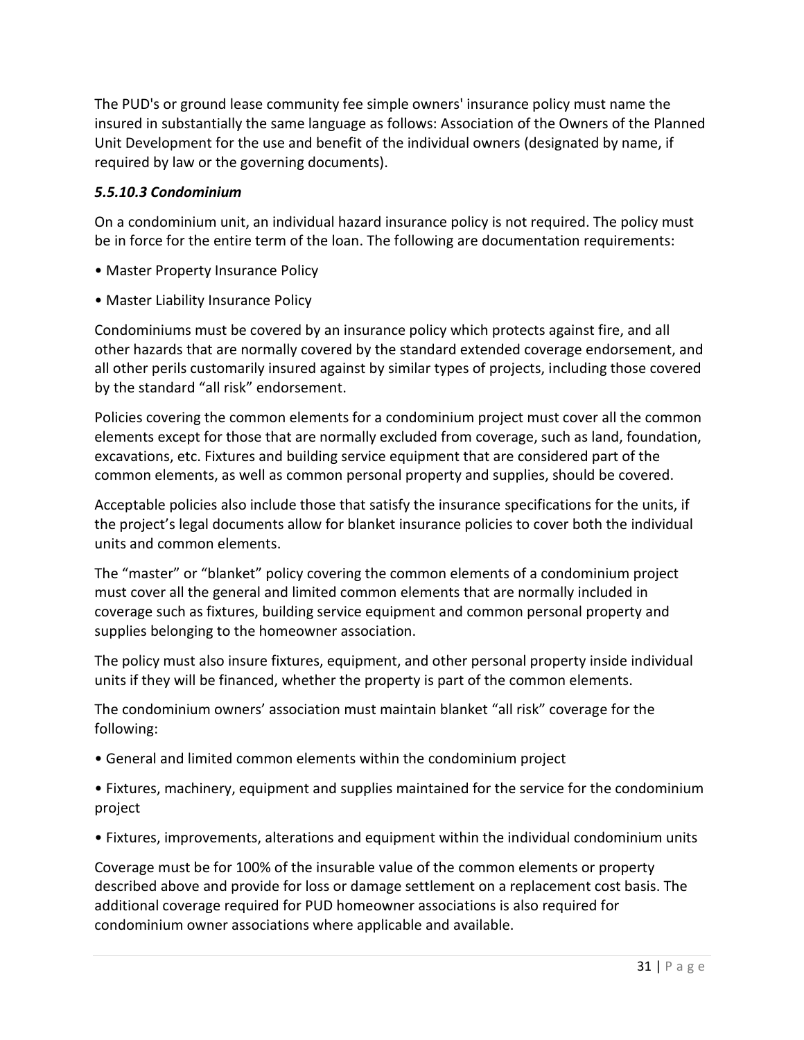The PUD's or ground lease community fee simple owners' insurance policy must name the insured in substantially the same language as follows: Association of the Owners of the Planned Unit Development for the use and benefit of the individual owners (designated by name, if required by law or the governing documents).

#### *5.5.10.3 Condominium*

On a condominium unit, an individual hazard insurance policy is not required. The policy must be in force for the entire term of the loan. The following are documentation requirements:

- Master Property Insurance Policy
- Master Liability Insurance Policy

Condominiums must be covered by an insurance policy which protects against fire, and all other hazards that are normally covered by the standard extended coverage endorsement, and all other perils customarily insured against by similar types of projects, including those covered by the standard "all risk" endorsement.

Policies covering the common elements for a condominium project must cover all the common elements except for those that are normally excluded from coverage, such as land, foundation, excavations, etc. Fixtures and building service equipment that are considered part of the common elements, as well as common personal property and supplies, should be covered.

Acceptable policies also include those that satisfy the insurance specifications for the units, if the project's legal documents allow for blanket insurance policies to cover both the individual units and common elements.

The "master" or "blanket" policy covering the common elements of a condominium project must cover all the general and limited common elements that are normally included in coverage such as fixtures, building service equipment and common personal property and supplies belonging to the homeowner association.

The policy must also insure fixtures, equipment, and other personal property inside individual units if they will be financed, whether the property is part of the common elements.

The condominium owners' association must maintain blanket "all risk" coverage for the following:

- General and limited common elements within the condominium project
- Fixtures, machinery, equipment and supplies maintained for the service for the condominium project
- Fixtures, improvements, alterations and equipment within the individual condominium units

Coverage must be for 100% of the insurable value of the common elements or property described above and provide for loss or damage settlement on a replacement cost basis. The additional coverage required for PUD homeowner associations is also required for condominium owner associations where applicable and available.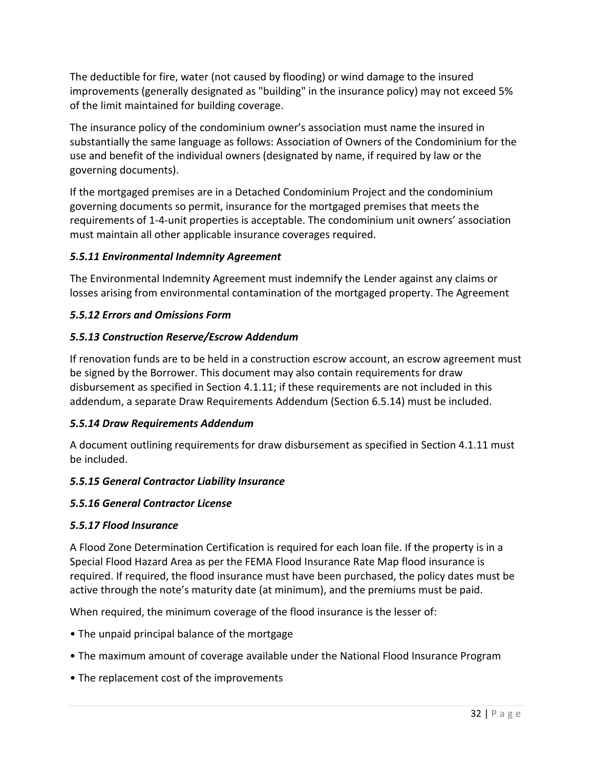The deductible for fire, water (not caused by flooding) or wind damage to the insured improvements (generally designated as "building" in the insurance policy) may not exceed 5% of the limit maintained for building coverage.

The insurance policy of the condominium owner's association must name the insured in substantially the same language as follows: Association of Owners of the Condominium for the use and benefit of the individual owners (designated by name, if required by law or the governing documents).

If the mortgaged premises are in a Detached Condominium Project and the condominium governing documents so permit, insurance for the mortgaged premises that meets the requirements of 1-4-unit properties is acceptable. The condominium unit owners' association must maintain all other applicable insurance coverages required.

### *5.5.11 Environmental Indemnity Agreement*

The Environmental Indemnity Agreement must indemnify the Lender against any claims or losses arising from environmental contamination of the mortgaged property. The Agreement

### *5.5.12 Errors and Omissions Form*

### *5.5.13 Construction Reserve/Escrow Addendum*

If renovation funds are to be held in a construction escrow account, an escrow agreement must be signed by the Borrower. This document may also contain requirements for draw disbursement as specified in Section 4.1.11; if these requirements are not included in this addendum, a separate Draw Requirements Addendum (Section 6.5.14) must be included.

### *5.5.14 Draw Requirements Addendum*

A document outlining requirements for draw disbursement as specified in Section 4.1.11 must be included.

### *5.5.15 General Contractor Liability Insurance*

### *5.5.16 General Contractor License*

### *5.5.17 Flood Insurance*

A Flood Zone Determination Certification is required for each loan file. If the property is in a Special Flood Hazard Area as per the FEMA Flood Insurance Rate Map flood insurance is required. If required, the flood insurance must have been purchased, the policy dates must be active through the note's maturity date (at minimum), and the premiums must be paid.

When required, the minimum coverage of the flood insurance is the lesser of:

- The unpaid principal balance of the mortgage
- The maximum amount of coverage available under the National Flood Insurance Program
- The replacement cost of the improvements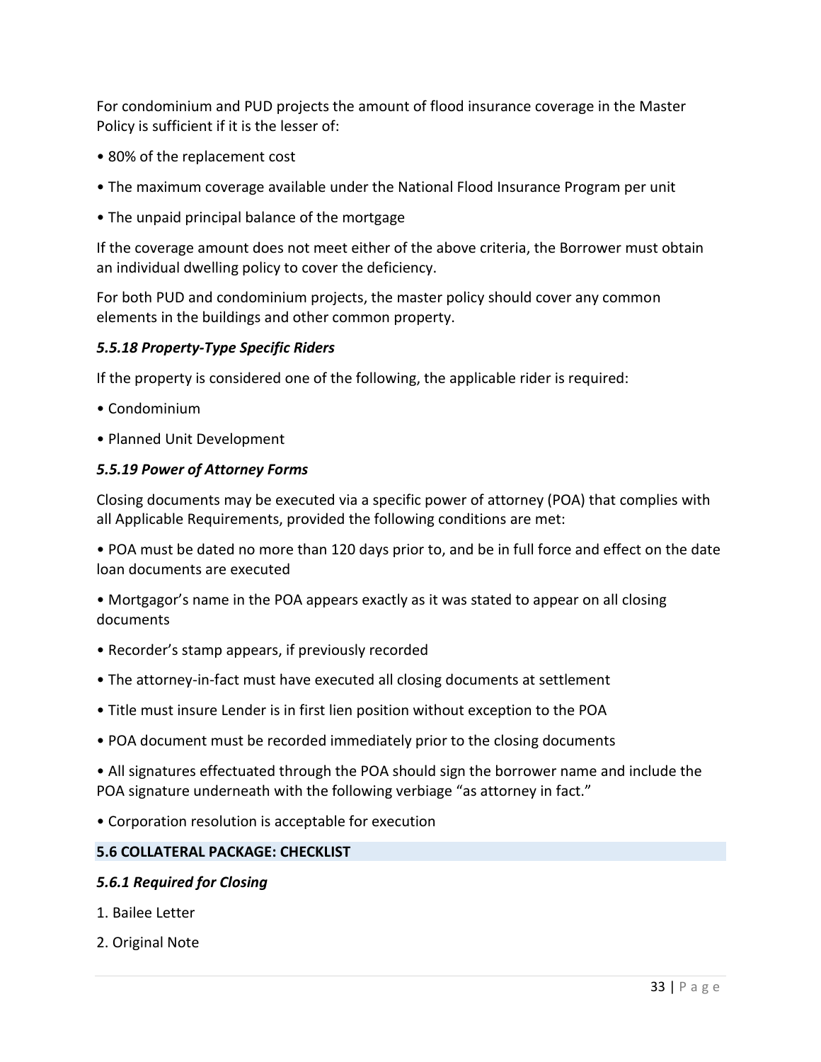For condominium and PUD projects the amount of flood insurance coverage in the Master Policy is sufficient if it is the lesser of:

- 80% of the replacement cost
- The maximum coverage available under the National Flood Insurance Program per unit
- The unpaid principal balance of the mortgage

If the coverage amount does not meet either of the above criteria, the Borrower must obtain an individual dwelling policy to cover the deficiency.

For both PUD and condominium projects, the master policy should cover any common elements in the buildings and other common property.

### *5.5.18 Property-Type Specific Riders*

If the property is considered one of the following, the applicable rider is required:

- Condominium
- Planned Unit Development

### *5.5.19 Power of Attorney Forms*

Closing documents may be executed via a specific power of attorney (POA) that complies with all Applicable Requirements, provided the following conditions are met:

- POA must be dated no more than 120 days prior to, and be in full force and effect on the date loan documents are executed
- Mortgagor's name in the POA appears exactly as it was stated to appear on all closing documents
- Recorder's stamp appears, if previously recorded
- The attorney-in-fact must have executed all closing documents at settlement
- Title must insure Lender is in first lien position without exception to the POA
- POA document must be recorded immediately prior to the closing documents
- All signatures effectuated through the POA should sign the borrower name and include the POA signature underneath with the following verbiage "as attorney in fact."
- Corporation resolution is acceptable for execution

## 5.6 COLLATERAL PACKAGE: CHECKLIST

### *5.6.1 Required for Closing*

1. Bailee Letter
2. Original Note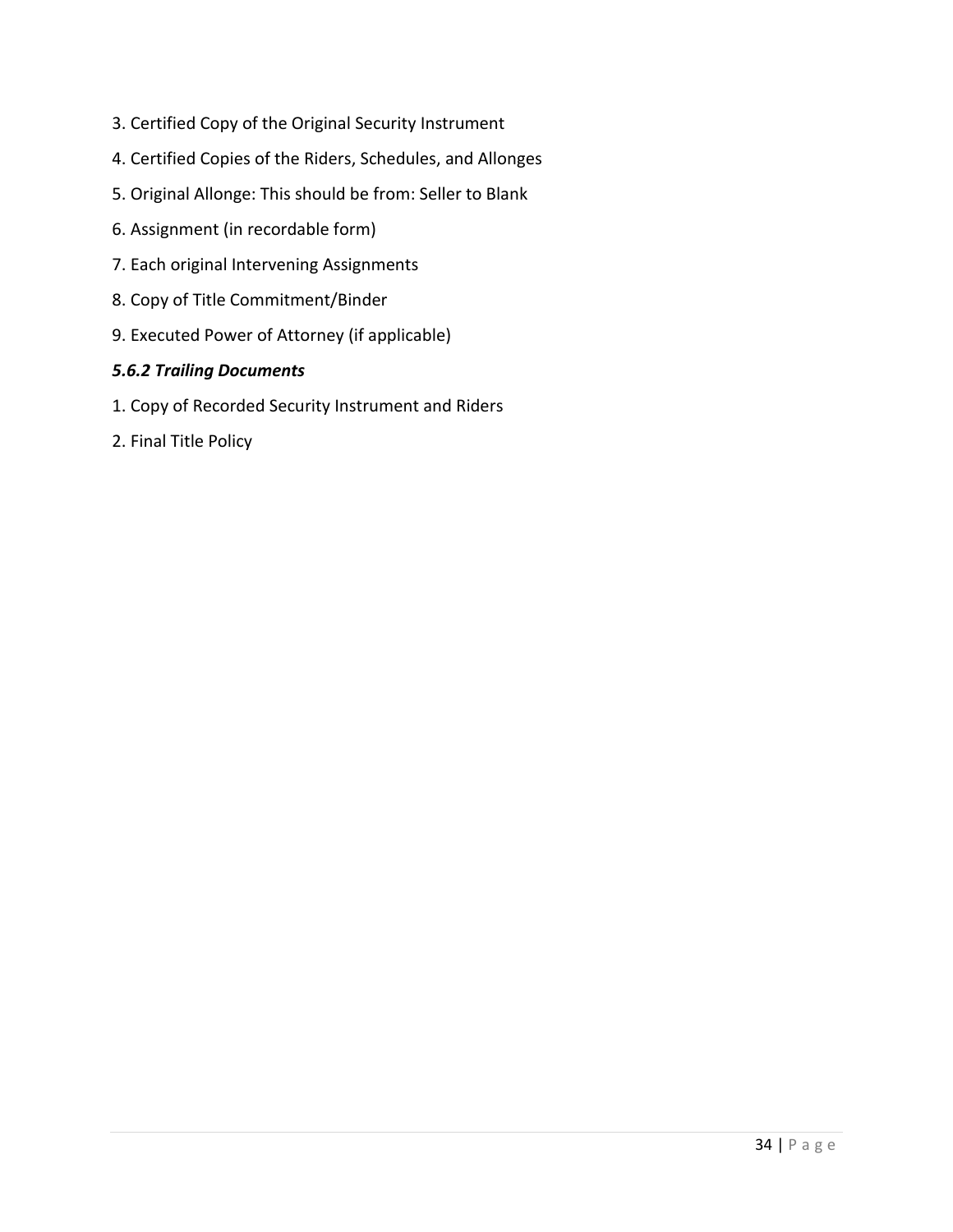3. Certified Copy of the Original Security Instrument
4. Certified Copies of the Riders, Schedules, and Allonges
5. Original Allonge: This should be from: Seller to Blank
6. Assignment (in recordable form)
7. Each original Intervening Assignments
8. Copy of Title Commitment/Binder
9. Executed Power of Attorney (if applicable)

### *5.6.2 Trailing Documents*

1. Copy of Recorded Security Instrument and Riders
2. Final Title Policy